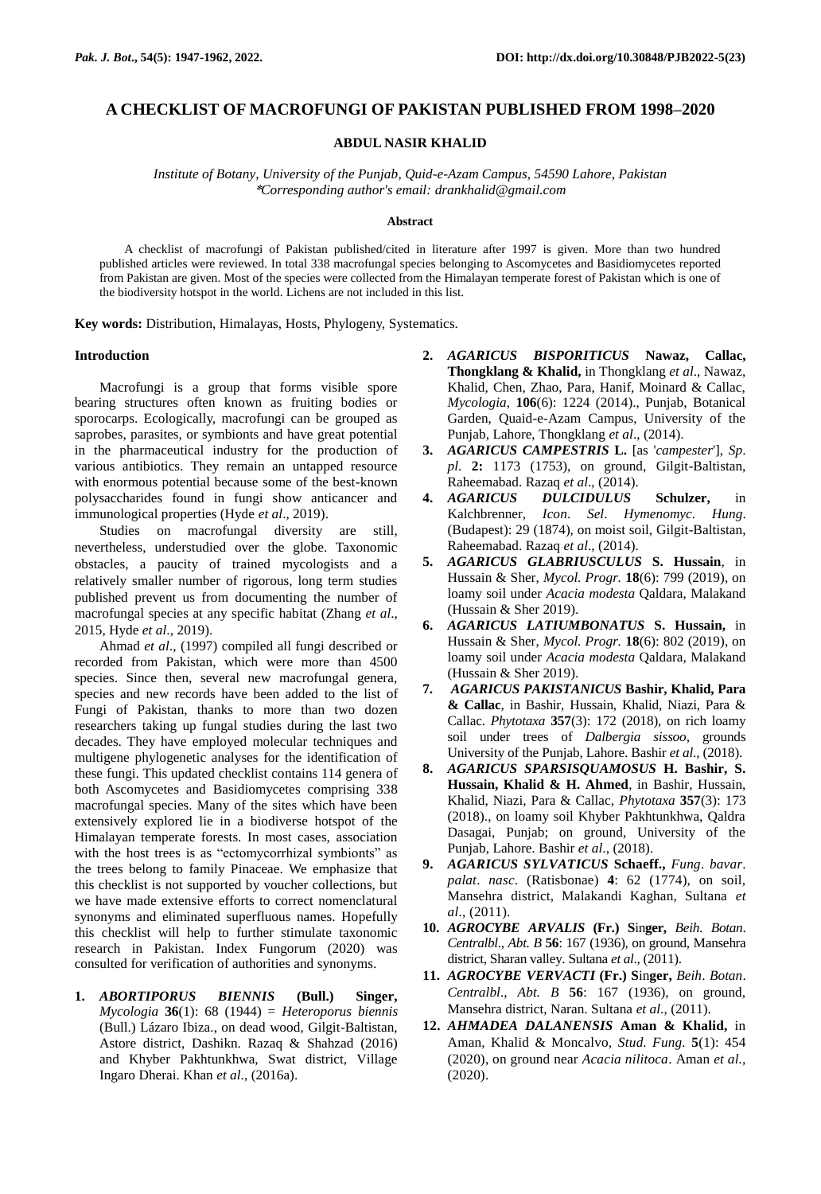# A CHECKLIST OF MACROFUNGI OF PAKISTAN PUBLISHED FROM 1998–2020

**ABDUL NASIR KHALID**

*Institute of Botany, University of the Punjab, Quid-e-Azam Campus, 54590 Lahore, Pakistan*
*\*Corresponding author's email: drankhalid@gmail.com*

**Abstract**

A checklist of macrofungi of Pakistan published/cited in literature after 1997 is given. More than two hundred published articles were reviewed. In total 338 macrofungal species belonging to Ascomycetes and Basidiomycetes reported from Pakistan are given. Most of the species were collected from the Himalayan temperate forest of Pakistan which is one of the biodiversity hotspot in the world. Lichens are not included in this list.

**Key words:** Distribution, Himalayas, Hosts, Phylogeny, Systematics.

## Introduction

Macrofungi is a group that forms visible spore bearing structures often known as fruiting bodies or sporocarps. Ecologically, macrofungi can be grouped as saprobes, parasites, or symbionts and have great potential in the pharmaceutical industry for the production of various antibiotics. They remain an untapped resource with enormous potential because some of the best-known polysaccharides found in fungi show anticancer and immunological properties (Hyde *et al*., 2019).

Studies on macrofungal diversity are still, nevertheless, understudied over the globe. Taxonomic obstacles, a paucity of trained mycologists and a relatively smaller number of rigorous, long term studies published prevent us from documenting the number of macrofungal species at any specific habitat (Zhang *et al*., 2015, Hyde *et al*., 2019).

Ahmad *et al*., (1997) compiled all fungi described or recorded from Pakistan, which were more than 4500 species. Since then, several new macrofungal genera, species and new records have been added to the list of Fungi of Pakistan, thanks to more than two dozen researchers taking up fungal studies during the last two decades. They have employed molecular techniques and multigene phylogenetic analyses for the identification of these fungi. This updated checklist contains 114 genera of both Ascomycetes and Basidiomycetes comprising 338 macrofungal species. Many of the sites which have been extensively explored lie in a biodiverse hotspot of the Himalayan temperate forests. In most cases, association with the host trees is as "ectomycorrhizal symbionts" as the trees belong to family Pinaceae. We emphasize that this checklist is not supported by voucher collections, but we have made extensive efforts to correct nomenclatural synonyms and eliminated superfluous names. Hopefully this checklist will help to further stimulate taxonomic research in Pakistan. Index Fungorum (2020) was consulted for verification of authorities and synonyms.

1. ***ABORTIPORUS BIENNIS*** **(Bull.) Singer,** *Mycologia* **36**(1): 68 (1944) = *Heteroporus biennis* (Bull.) Lázaro Ibiza., on dead wood, Gilgit-Baltistan, Astore district, Dashikn. Razaq & Shahzad (2016) and Khyber Pakhtunkhwa, Swat district, Village Ingaro Dherai. Khan *et al*., (2016a).
2. ***AGARICUS BISPORITICUS*** **Nawaz, Callac, Thongklang & Khalid,** in Thongklang *et al*., Nawaz, Khalid, Chen, Zhao, Para, Hanif, Moinard & Callac, *Mycologia*, **106**(6): 1224 (2014)., Punjab, Botanical Garden, Quaid-e-Azam Campus, University of the Punjab, Lahore, Thongklang *et al*., (2014).
3. ***AGARICUS CAMPESTRIS*** **L.** [as '*campester*'], *Sp. pl.* **2:** 1173 (1753), on ground, Gilgit-Baltistan, Raheemabad. Razaq *et al*., (2014).
4. ***AGARICUS DULCIDULUS*** **Schulzer,** in Kalchbrenner, *Icon*. *Sel*. *Hymenomyc*. *Hung*. (Budapest): 29 (1874), on moist soil, Gilgit-Baltistan, Raheemabad. Razaq *et al*., (2014).
5. ***AGARICUS GLABRIUSCULUS*** **S. Hussain**, in Hussain & Sher, *Mycol. Progr.* **18**(6): 799 (2019), on loamy soil under *Acacia modesta* Qaldara, Malakand (Hussain & Sher 2019).
6. ***AGARICUS LATIUMBONATUS*** **S. Hussain,** in Hussain & Sher, *Mycol. Progr.* **18**(6): 802 (2019), on loamy soil under *Acacia modesta* Qaldara, Malakand (Hussain & Sher 2019).
7. ***AGARICUS PAKISTANICUS*** **Bashir, Khalid, Para & Callac**, in Bashir, Hussain, Khalid, Niazi, Para & Callac. *Phytotaxa* **357**(3): 172 (2018), on rich loamy soil under trees of *Dalbergia sissoo*, grounds University of the Punjab, Lahore. Bashir *et al*., (2018).
8. ***AGARICUS SPARSISQUAMOSUS*** **H. Bashir, S. Hussain, Khalid & H. Ahmed**, in Bashir, Hussain, Khalid, Niazi, Para & Callac, *Phytotaxa* **357**(3): 173 (2018)., on loamy soil Khyber Pakhtunkhwa, Qaldra Dasagai, Punjab; on ground, University of the Punjab, Lahore. Bashir *et al*., (2018).
9. ***AGARICUS SYLVATICUS*** **Schaeff.,** *Fung*. *bavar*. *palat*. *nasc*. (Ratisbonae) **4**: 62 (1774), on soil, Mansehra district, Malakandi Kaghan, Sultana *et al*., (2011).
10. ***AGROCYBE ARVALIS*** **(Fr.) Singer,** *Beih. Botan. Centralbl.*, *Abt. B* **56**: 167 (1936), on ground, Mansehra district, Sharan valley. Sultana *et al*., (2011).
11. ***AGROCYBE VERVACTI*** **(Fr.) Singer,** *Beih*. *Botan*. *Centralbl*., *Abt. B* **56**: 167 (1936), on ground, Mansehra district, Naran. Sultana *et al*., (2011).
12. ***AHMADEA DALANENSIS*** **Aman & Khalid,** in Aman, Khalid & Moncalvo, *Stud. Fung.* **5**(1): 454 (2020), on ground near *Acacia nilitoca*. Aman *et al.,* (2020).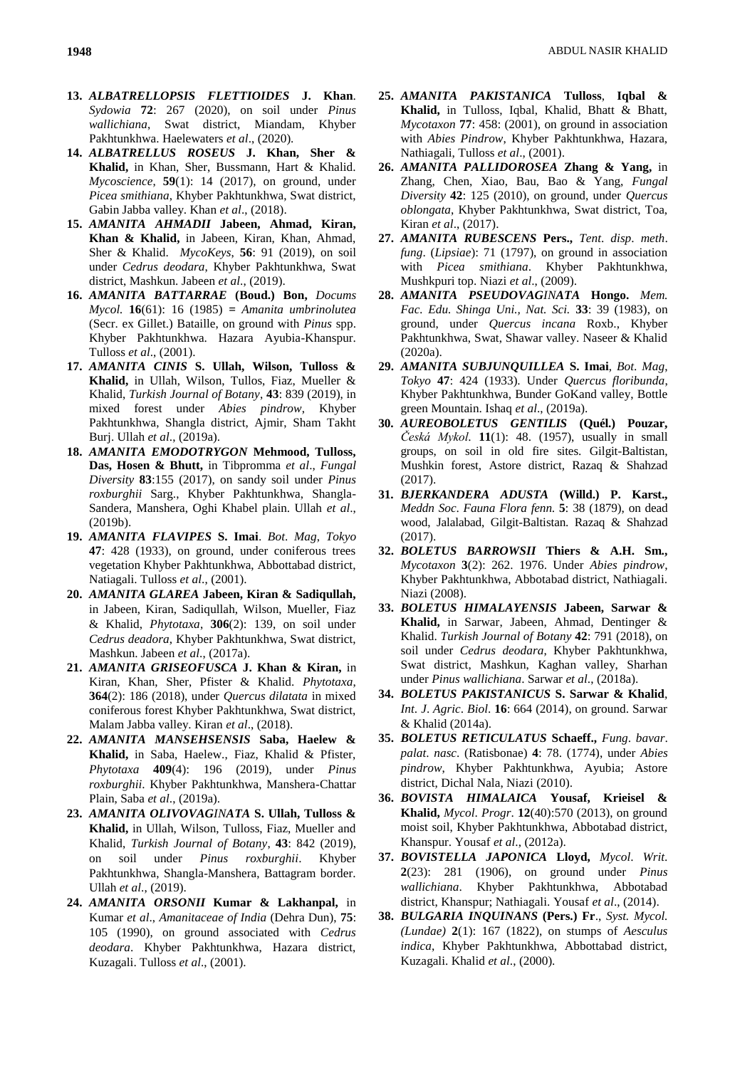13. ***ALBATRELLOPSIS FLETTIOIDES* J. Khan**. *Sydowia* **72**: 267 (2020), on soil under *Pinus wallichiana*, Swat district, Miandam, Khyber Pakhtunkhwa. Haelewaters *et al*., (2020).

14. ***ALBATRELLUS ROSEUS* J. Khan, Sher & Khalid,** in Khan, Sher, Bussmann, Hart & Khalid. *Mycoscience*, **59**(1): 14 (2017), on ground, under *Picea smithiana*, Khyber Pakhtunkhwa, Swat district, Gabin Jabba valley. Khan *et al*., (2018).

15. ***AMANITA AHMADII* Jabeen, Ahmad, Kiran, Khan & Khalid,** in Jabeen, Kiran, Khan, Ahmad, Sher & Khalid. *MycoKeys*, **56**: 91 (2019), on soil under *Cedrus deodara*, Khyber Pakhtunkhwa, Swat district, Mashkun. Jabeen *et al*., (2019).

16. ***AMANITA BATTARRAE* (Boud.) Bon,** *Docums Mycol.* **16**(61): 16 (1985) **=** *Amanita umbrinolutea* (Secr. ex Gillet.) Bataille, on ground with *Pinus* spp. Khyber Pakhtunkhwa. Hazara Ayubia-Khanspur. Tulloss *et al*., (2001).

17. ***AMANITA CINIS* S. Ullah, Wilson, Tulloss & Khalid,** in Ullah, Wilson, Tullos, Fiaz, Mueller & Khalid, *Turkish Journal of Botany*, **43**: 839 (2019), in mixed forest under *Abies pindrow*, Khyber Pakhtunkhwa, Shangla district, Ajmir, Sham Takht Burj. Ullah *et al*., (2019a).

18. ***AMANITA EMODOTRYGON* Mehmood, Tulloss, Das, Hosen & Bhutt,** in Tibpromma *et al*., *Fungal Diversity* **83**:155 (2017), on sandy soil under *Pinus roxburghii* Sarg., Khyber Pakhtunkhwa, Shangla-Sandera, Manshera, Oghi Khabel plain. Ullah *et al*., (2019b).

19. ***AMANITA FLAVIPES* S. Imai**. *Bot*. *Mag*, *Tokyo* **47**: 428 (1933), on ground, under coniferous trees vegetation Khyber Pakhtunkhwa, Abbottabad district, Natiagali. Tulloss *et al*., (2001).

20. ***AMANITA GLAREA* Jabeen, Kiran & Sadiqullah,** in Jabeen, Kiran, Sadiqullah, Wilson, Mueller, Fiaz & Khalid, *Phytotaxa*, **306**(2): 139, on soil under *Cedrus deadora*, Khyber Pakhtunkhwa, Swat district, Mashkun. Jabeen *et al*., (2017a).

21. ***AMANITA GRISEOFUSCA* J. Khan & Kiran,** in Kiran, Khan, Sher, Pfister & Khalid. *Phytotaxa*, **364**(2): 186 (2018), under *Quercus dilatata* in mixed coniferous forest Khyber Pakhtunkhwa, Swat district, Malam Jabba valley. Kiran *et al*., (2018).

22. ***AMANITA MANSEHSENSIS* Saba, Haelew & Khalid,** in Saba, Haelew., Fiaz, Khalid & Pfister, *Phytotaxa* **409**(4): 196 (2019), under *Pinus roxburghii*. Khyber Pakhtunkhwa, Manshera-Chattar Plain, Saba *et al*., (2019a).

23. ***AMANITA OLIVOVAGINATA* S. Ullah, Tulloss & Khalid,** in Ullah, Wilson, Tulloss, Fiaz, Mueller and Khalid, *Turkish Journal of Botany*, **43**: 842 (2019), on soil under *Pinus roxburghii*. Khyber Pakhtunkhwa, Shangla-Manshera, Battagram border. Ullah *et al*., (2019).

24. ***AMANITA ORSONII* Kumar & Lakhanpal,** in Kumar *et al*., *Amanitaceae of India* (Dehra Dun), **75**: 105 (1990), on ground associated with *Cedrus deodara*. Khyber Pakhtunkhwa, Hazara district, Kuzagali. Tulloss *et al*., (2001).

25. ***AMANITA PAKISTANICA* Tulloss**, **Iqbal & Khalid,** in Tulloss, Iqbal, Khalid, Bhatt & Bhatt, *Mycotaxon* **77**: 458: (2001), on ground in association with *Abies Pindrow*, Khyber Pakhtunkhwa, Hazara, Nathiagali, Tulloss *et al*., (2001).

26. ***AMANITA PALLIDOROSEA* Zhang & Yang,** in Zhang, Chen, Xiao, Bau, Bao & Yang, *Fungal Diversity* **42**: 125 (2010), on ground, under *Quercus oblongata*, Khyber Pakhtunkhwa, Swat district, Toa, Kiran *et al*., (2017).

27. ***AMANITA RUBESCENS* Pers.,** *Tent*. *disp*. *meth*. *fung*. (*Lipsiae*): 71 (1797), on ground in association with *Picea smithiana*. Khyber Pakhtunkhwa, Mushkpuri top. Niazi *et al*., (2009).

28. ***AMANITA PSEUDOVAGINATA* Hongo.** *Mem. Fac. Edu. Shinga Uni., Nat. Sci.* **33**: 39 (1983), on ground, under *Quercus incana* Roxb., Khyber Pakhtunkhwa, Swat, Shawar valley. Naseer & Khalid (2020a).

29. ***AMANITA SUBJUNQUILLEA* S. Imai**, *Bot*. *Mag*, *Tokyo* **47**: 424 (1933). Under *Quercus floribunda*, Khyber Pakhtunkhwa, Bunder GoKand valley, Bottle green Mountain. Ishaq *et al*., (2019a).

30. ***AUREOBOLETUS GENTILIS* (Quél.) Pouzar,** *Česká Mykol.* **11**(1): 48. (1957), usually in small groups, on soil in old fire sites. Gilgit-Baltistan, Mushkin forest, Astore district, Razaq & Shahzad (2017).

31. ***BJERKANDERA ADUSTA* (Willd.) P. Karst.,** *Meddn Soc*. *Fauna Flora fenn.* **5**: 38 (1879), on dead wood, Jalalabad, Gilgit-Baltistan. Razaq & Shahzad (2017).

32. ***BOLETUS BARROWSII* Thiers & A.H. Sm.,** *Mycotaxon* **3**(2): 262. 1976. Under *Abies pindrow*, Khyber Pakhtunkhwa, Abbotabad district, Nathiagali. Niazi (2008).

33. ***BOLETUS HIMALAYENSIS* Jabeen, Sarwar & Khalid,** in Sarwar, Jabeen, Ahmad, Dentinger & Khalid. *Turkish Journal of Botany* **42**: 791 (2018), on soil under *Cedrus deodara*, Khyber Pakhtunkhwa, Swat district, Mashkun, Kaghan valley, Sharhan under *Pinus wallichiana*. Sarwar *et al*., (2018a).

34. ***BOLETUS PAKISTANICUS* S. Sarwar & Khalid**, *Int*. *J*. *Agric*. *Biol*. **16**: 664 (2014), on ground. Sarwar & Khalid (2014a).

35. ***BOLETUS RETICULATUS* Schaeff.,** *Fung*. *bavar*. *palat*. *nasc*. (Ratisbonae) **4**: 78. (1774), under *Abies pindrow*, Khyber Pakhtunkhwa, Ayubia; Astore district, Dichal Nala, Niazi (2010).

36. ***BOVISTA HIMALAICA* Yousaf, Krieisel & Khalid,** *Mycol*. *Progr*. **12**(40):570 (2013), on ground moist soil, Khyber Pakhtunkhwa, Abbotabad district, Khanspur. Yousaf *et al*., (2012a).

37. ***BOVISTELLA JAPONICA* Lloyd,** *Mycol*. *Writ*. **2**(23): 281 (1906), on ground under *Pinus wallichiana*. Khyber Pakhtunkhwa, Abbotabad district, Khanspur; Nathiagali. Yousaf *et al*., (2014).

38. ***BULGARIA INQUINANS* (Pers.) Fr**., *Syst. Mycol. (Lundae)* **2**(1): 167 (1822), on stumps of *Aesculus indica*, Khyber Pakhtunkhwa, Abbottabad district, Kuzagali. Khalid *et al*., (2000).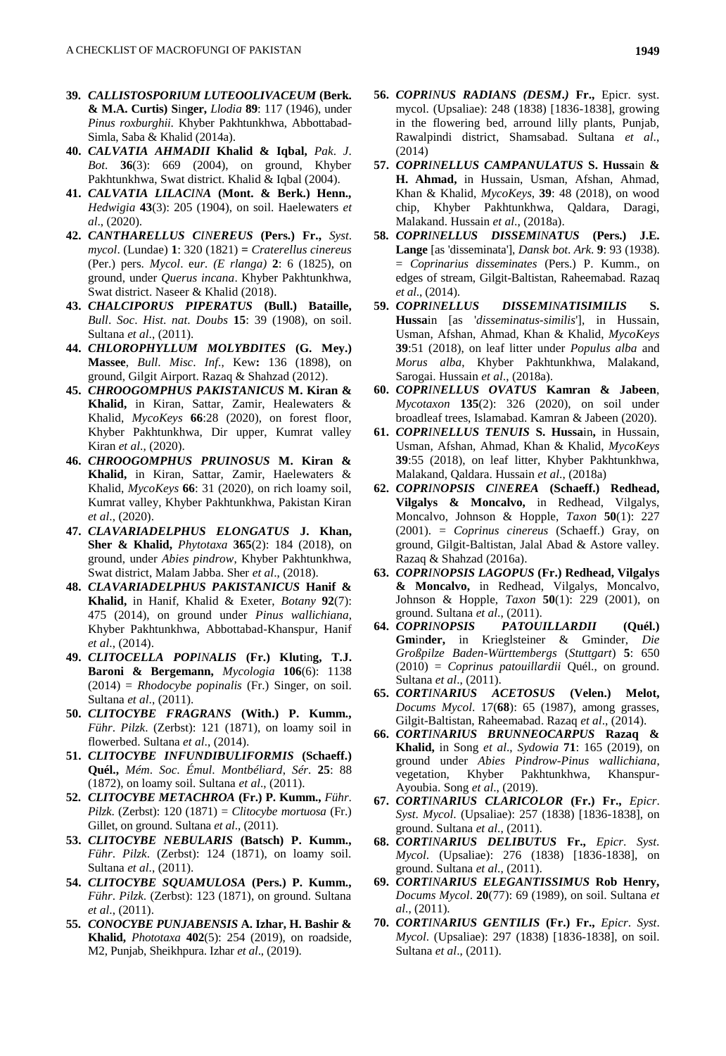**39.** ***CALLISTOSPORIUM LUTEOOLIVACEUM*** **(Berk. & M.A. Curtis) Singer,** *Llodia* **89**: 117 (1946), under *Pinus roxburghii*. Khyber Pakhtunkhwa, Abbottabad-Simla, Saba & Khalid (2014a).

**40.** ***CALVATIA AHMADII*** **Khalid & Iqbal,** *Pak*. *J*. *Bot*. **36**(3): 669 (2004), on ground, Khyber Pakhtunkhwa, Swat district. Khalid & Iqbal (2004).

**41.** ***CALVATIA LILACINA*** **(Mont. & Berk.) Henn.,** *Hedwigia* **43**(3): 205 (1904), on soil. Haelewaters *et al*., (2020).

**42.** ***CANTHARELLUS CINEREUS*** **(Pers.) Fr.,** *Syst*. *mycol*. (Lundae) **1**: 320 (1821) **=** *Craterellus cinereus* (Per.) pers. *Mycol*. e*ur. (E rlanga)* **2**: 6 (1825), on ground, under *Querus incana*. Khyber Pakhtunkhwa, Swat district. Naseer & Khalid (2018).

**43.** ***CHALCIPORUS PIPERATUS*** **(Bull.) Bataille,** *Bull*. *Soc*. *Hist*. *nat*. *Doubs* **15**: 39 (1908), on soil. Sultana *et al*., (2011).

**44.** ***CHLOROPHYLLUM MOLYBDITES*** **(G. Mey.) Massee**, *Bull*. *Misc*. *Inf*., Kew**:** 136 (1898), on ground, Gilgit Airport. Razaq & Shahzad (2012).

**45.** ***CHROOGOMPHUS PAKISTANICUS*** **M. Kiran & Khalid,** in Kiran, Sattar, Zamir, Healewaters & Khalid, *MycoKeys* **66**:28 (2020), on forest floor, Khyber Pakhtunkhwa, Dir upper, Kumrat valley Kiran *et al*., (2020).

**46.** ***CHROOGOMPHUS PRUINOSUS*** **M. Kiran & Khalid,** in Kiran, Sattar, Zamir, Haelewaters & Khalid, *MycoKeys* **66**: 31 (2020), on rich loamy soil, Kumrat valley, Khyber Pakhtunkhwa, Pakistan Kiran *et al*., (2020).

**47.** ***CLAVARIADELPHUS ELONGATUS*** **J. Khan, Sher & Khalid,** *Phytotaxa* **365**(2): 184 (2018), on ground, under *Abies pindrow*, Khyber Pakhtunkhwa, Swat district, Malam Jabba. Sher *et al*., (2018).

**48.** ***CLAVARIADELPHUS PAKISTANICUS*** **Hanif & Khalid,** in Hanif, Khalid & Exeter, *Botany* **92**(7): 475 (2014), on ground under *Pinus wallichiana*, Khyber Pakhtunkhwa, Abbottabad-Khanspur, Hanif *et al*., (2014).

**49.** ***CLITOCELLA POPINALIS*** **(Fr.) Kluting, T.J. Baroni & Bergemann,** *Mycologia* **106**(6): 1138 (2014) = *Rhodocybe popinalis* (Fr.) Singer, on soil. Sultana *et al*., (2011).

**50.** ***CLITOCYBE FRAGRANS*** **(With.) P. Kumm.,** *Führ*. *Pilzk*. (Zerbst): 121 (1871), on loamy soil in flowerbed. Sultana *et al*., (2014).

**51.** ***CLITOCYBE INFUNDIBULIFORMIS*** **(Schaeff.) Quél.,** *Mém*. *Soc*. *Émul*. *Montbéliard*, *Sér*. **25**: 88 (1872), on loamy soil. Sultana *et al*., (2011).

**52.** ***CLITOCYBE METACHROA*** **(Fr.) P. Kumm.,** *Führ*. *Pilzk*. (Zerbst): 120 (1871) = *Clitocybe mortuosa* (Fr.) Gillet, on ground. Sultana *et al*., (2011).

**53.** ***CLITOCYBE NEBULARIS*** **(Batsch) P. Kumm.,** *Führ*. *Pilzk*. (Zerbst): 124 (1871), on loamy soil. Sultana *et al*., (2011).

**54.** ***CLITOCYBE SQUAMULOSA*** **(Pers.) P. Kumm.,** *Führ*. *Pilzk*. (Zerbst): 123 (1871), on ground. Sultana *et al*., (2011).

**55.** ***CONOCYBE PUNJABENSIS*** **A. Izhar, H. Bashir & Khalid,** *Phototaxa* **402**(5): 254 (2019), on roadside, M2, Punjab, Sheikhpura. Izhar *et al*., (2019).

**56.** ***COPRINUS RADIANS (DESM.)*** **Fr.,** Epicr. syst. mycol. (Upsaliae): 248 (1838) [1836-1838], growing in the flowering bed, arround lilly plants, Punjab, Rawalpindi district, Shamsabad. Sultana *et al*., (2014)

**57.** ***COPRINELLUS CAMPANULATUS*** **S. Hussain & H. Ahmad,** in Hussain, Usman, Afshan, Ahmad, Khan & Khalid, *MycoKeys*, **39**: 48 (2018), on wood chip, Khyber Pakhtunkhwa, Qaldara, Daragi, Malakand. Hussain *et al*., (2018a).

**58.** ***COPRINELLUS DISSEMINATUS*** **(Pers.) J.E. Lange** [as 'disseminata'], *Dansk bot*. *Ark*. **9**: 93 (1938). = *Coprinarius disseminates* (Pers.) P. Kumm., on edges of stream, Gilgit-Baltistan, Raheemabad. Razaq *et al*., (2014).

**59.** ***COPRINELLUS DISSEMINATISIMILIS*** **S. Hussain** [as '*disseminatus-similis*'], in Hussain, Usman, Afshan, Ahmad, Khan & Khalid, *MycoKeys* **39**:51 (2018), on leaf litter under *Populus alba* and *Morus alba*, Khyber Pakhtunkhwa, Malakand, Sarogai. Hussain *et al*., (2018a).

**60.** ***COPRINELLUS OVATUS*** **Kamran & Jabeen**, *Mycotaxon* **135**(2): 326 (2020), on soil under broadleaf trees, Islamabad. Kamran & Jabeen (2020).

**61.** ***COPRINELLUS TENUIS*** **S. Hussain,** in Hussain, Usman, Afshan, Ahmad, Khan & Khalid, *MycoKeys* **39**:55 (2018), on leaf litter, Khyber Pakhtunkhwa, Malakand, Qaldara. Hussain *et al*., (2018a)

**62.** ***COPRINOPSIS CINEREA*** **(Schaeff.) Redhead, Vilgalys & Moncalvo,** in Redhead, Vilgalys, Moncalvo, Johnson & Hopple, *Taxon* **50**(1): 227 (2001). = *Coprinus cinereus* (Schaeff.) Gray, on ground, Gilgit-Baltistan, Jalal Abad & Astore valley. Razaq & Shahzad (2016a).

**63.** ***COPRINOPSIS LAGOPUS*** **(Fr.) Redhead, Vilgalys & Moncalvo,** in Redhead, Vilgalys, Moncalvo, Johnson & Hopple, *Taxon* **50**(1): 229 (2001), on ground. Sultana *et al*., (2011).

**64.** ***COPRINOPSIS PATOUILLARDII*** **(Quél.) Gminder,** in Krieglsteiner & Gminder, *Die Großpilze Baden-Württembergs* (*Stuttgart*) **5**: 650 (2010) = *Coprinus patouillardii* Quél., on ground. Sultana *et al*., (2011).

**65.** ***CORTINARIUS ACETOSUS*** **(Velen.) Melot,** *Docums Mycol*. 17(**68**): 65 (1987), among grasses, Gilgit-Baltistan, Raheemabad. Razaq *et al*., (2014).

**66.** ***CORTINARIUS BRUNNEOCARPUS*** **Razaq & Khalid,** in Song *et al*., *Sydowia* **71**: 165 (2019), on ground under *Abies Pindrow-Pinus wallichiana*, vegetation, Khyber Pakhtunkhwa, Khanspur-Ayoubia. Song *et al*., (2019).

**67.** ***CORTINARIUS CLARICOLOR*** **(Fr.) Fr.,** *Epicr*. *Syst*. *Mycol*. (Upsaliae): 257 (1838) [1836-1838], on ground. Sultana *et al*., (2011).

**68.** ***CORTINARIUS DELIBUTUS*** **Fr.,** *Epicr*. *Syst*. *Mycol*. (Upsaliae): 276 (1838) [1836-1838], on ground. Sultana *et al*., (2011).

**69.** ***CORTINARIUS ELEGANTISSIMUS*** **Rob Henry,** *Docums Mycol*. **20**(77): 69 (1989), on soil. Sultana *et al*., (2011).

**70.** ***CORTINARIUS GENTILIS*** **(Fr.) Fr.,** *Epicr*. *Syst*. *Mycol*. (Upsaliae): 297 (1838) [1836-1838], on soil. Sultana *et al*., (2011).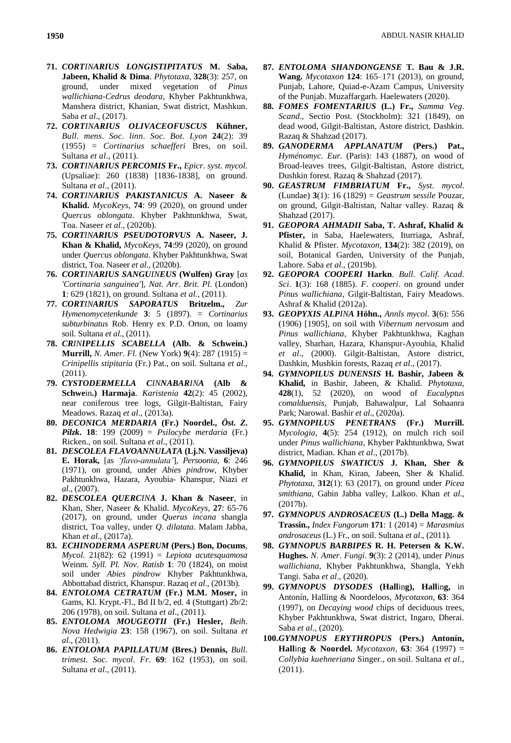**71.** ***CORTINARIUS LONGISTIPITATUS* M. Saba, Jabeen, Khalid & Dima**. *Phytotaxa*, **328**(3): 257, on ground, under mixed vegetation of *Pinus wallichiana-Cedrus deodara*, Khyber Pakhtunkhwa, Manshera district, Khanian, Swat district, Mashkun. Saba *et al*., (2017).

**72.** ***CORTINARIUS OLIVACEOFUSCUS* Kühner,** *Bull*. *mens*. *Soc*. *linn*. *Soc. Bot*. *Lyon* **24**(2): 39 (1955) = *Cortinarius schaefferi* Bres, on soil. Sultana *et al*., (2011).

**73.** ***CORTINARIUS PERCOMIS* Fr.,** *Epicr*. *syst*. *mycol*. (Upsaliae): 260 (1838) [1836-1838], on ground. Sultana *et al*., (2011).

**74.** ***CORTINARIUS PAKISTANICUS* A. Naseer & Khalid.** *MycoKeys*, **74**: 99 (2020), on ground under *Quercus oblongata*. Khyber Pakhtunkhwa, Swat, Toa. Naseer *et al*., (2020b).

**75.** ***CORTINARIUS PSEUDOTORVUS* A. Naseer, J. Khan & Khalid,** *MycoKeys*, **74**:99 (2020), on ground under *Quercus oblongata*. Khyber Pakhtunkhwa, Swat district, Toa. Naseer *et al*., (2020b).

**76.** ***CORTINARIUS SANGUINEUS* (Wulfen) Gray** [*as 'Cortinaria sanguinea'*], *Nat*. *Arr*. *Brit*. *Pl*. (London) **1**: 629 (1821), on ground. Sultana *et al*., (2011).

**77.** ***CORTINARIUS SAPORATUS* Britzelm.,** *Zur Hymenomycetenkunde* **3**: 5 (1897). = *Cortinarius subturbinatus* Rob. Henry ex P.D. Orton, on loamy soil. Sultana *et al*., (2011).

**78.** ***CRINIPELLIS SCABELLA* (Alb. & Schwein.) Murrill,** *N*. *Amer*. *Fl*. (New York) **9**(4): 287 (1915) = *Crinipellis stipitaria* (Fr.) Pat., on soil. Sultana *et al*., (2011).

**79.** ***CYSTODERMELLA CINNABARINA* (Alb & Schwein.) Harmaja**. *Karistenia* **42**(2): 45 (2002), near coniferous tree logs, Gilgit-Baltistan, Fairy Meadows. Razaq *et al*., (2013a).

**80.** ***DECONICA MERDARIA* (Fr.) Noordel.,** ***Öst. Z*. *Pilzk***. **18**: 199 (2009) = *Psilocybe merdaria* (Fr.) Ricken., on soil. Sultana *et al*., (2011).

**81.** ***DESCOLEA FLAVOANNULATA* (Lj.N. Vassiljeva) E. Horak,** [as *'flavo-annulata'*], *Persoonia*, **6**: 246 (1971), on ground, under *Abies pindrow*, Khyber Pakhtunkhwa, Hazara, Ayoubia- Khanspur, Niazi *et al*., (2007).

**82.** ***DESCOLEA QUERCINA* J. Khan & Naseer**, in Khan, Sher, Naseer & Khalid. *MycoKeys*, **27**: 65-76 (2017), on ground, under *Querus incana* shangla district, Toa valley, under *Q*. *dilatata*. Malam Jabba, Khan *et al*., (2017a).

**83.** ***ECHINODERMA ASPERUM* (Pers.) Bon, Docums**, *Mycol.* 21(82): 62 (1991) = *Lepiota acutesquamosa* Weinm. *Syll. Pl. Nov*. *Ratisb* **1**: 70 (1824), on moist soil under *Abies pindrow* Khyber Pakhtunkhwa, Abbottabad district, Khanspur. Razaq *et al*., (2013b).

**84.** ***ENTOLOMA CETRATUM* (Fr.) M.M. Moser,** in Gams, Kl. Krypt.-Fl., Bd II b/2, ed. 4 (Stuttgart) 2b/2: 206 (1978), on soil. Sultana *et al*., (2011).

**85.** ***ENTOLOMA MOUGEOTII* (Fr.) Hesler,** *Beih*. *Nova Hedwigia* **23**: 158 (1967), on soil. Sultana *et al*., (2011).

**86.** ***ENTOLOMA PAPILLATUM* (Bres.) Dennis,** *Bull*. *trimest*. *Soc*. *mycol*. *Fr*. **69**: 162 (1953), on soil. Sultana *et al*., (2011).

**87.** ***ENTOLOMA SHANDONGENSE* T. Bau & J.R. Wang.** *Mycotaxon* **124**: 165–171 (2013), on ground, Punjab, Lahore, Quiad-e-Azam Campus, University of the Punjab. Muzaffargarh. Haelewaters (2020).

**88.** ***FOMES FOMENTARIUS* (L.) Fr.,** *Summa Veg*. *Scand*., Sectio Post. (Stockholm): 321 (1849), on dead wood, Gilgit-Baltistan, Astore district, Dashkin. Razaq & Shahzad (2017).

**89.** ***GANODERMA APPLANATUM* (Pers.) Pat.,** *Hyménomyc*. *Eur*. (Paris): 143 (1887), on wood of Broad-leaves trees, Gilgit-Baltistan, Astore district, Dushkin forest. Razaq & Shahzad (2017).

**90.** ***GEASTRUM FIMBRIATUM* Fr.,** *Syst*. *mycol*. (Lundae) **3**(1): 16 (1829) = *Geastrum sessile* Pouzar, on ground, Gilgit-Baltistan, Naltar valley. Razaq & Shahzad (2017).

**91.** ***GEOPORA AHMADII* Saba, T. Ashraf, Khalid & Pfister,** in Saba, Haelewaters, Iturriaga, Ashraf, Khalid & Pfister. *Mycotaxon*, **134**(2): 382 (2019), on soil, Botanical Garden, University of the Punjab, Lahore. Saba *et al*., (2019b).

**92.** ***GEOPORA COOPERI* Harkn**. *Bull*. *Calif*. *Acad*. *Sci*. **1**(3): 168 (1885). *F*. *cooperi*. on ground under *Pinus wallichiana*, Gilgit-Baltistan, Fairy Meadows. Ashraf & Khalid (2012a).

**93.** ***GEOPYXIS ALPINA* Höhn.,** *Annls mycol*. **3**(6): 556 (1906) [1905], on soil with *Vibernum nervosum* and *Pinus wallichiana*, Khyber Pakhtunkhwa, Kaghan valley, Sharhan, Hazara, Khanspur-Ayoubia, Khalid *et al*., (2000). Gilgit-Baltistan, Astore district, Dashkin, Mushkin forests, Razaq *et al*., (2017).

**94.** ***GYMNOPILUS DUNENSIS* H. Bashir, Jabeen & Khalid,** in Bashir, Jabeen, & Khalid. *Phytotaxa*, **428**(1), 52 (2020), on wood of *Eucalyptus comalduensis*, Punjab, Bahawalpur, Lal Sohaanra Park; Narowal. Bashir *et al*., (2020a).

**95.** ***GYMNOPILUS PENETRANS* (Fr.) Murrill.** *Mycologia*, **4**(5): 254 (1912), on mulch rich soil under *Pinus wallichiana*, Khyber Pakhtunkhwa, Swat district, Madian. Khan *et al*., (2017b).

**96.** ***GYMNOPILUS SWATICUS* J. Khan, Sher & Khalid,** in Khan, Kiran, Jabeen, Sher & Khalid. *Phytotaxa*, **312**(1): 63 (2017), on ground under *Picea smithiana*, Gabin Jabba valley, Lalkoo. Khan *et al*., (2017b).

**97.** ***GYMNOPUS ANDROSACEUS* (L.) Della Magg. & Trassin.,** *Index Fungorum* **171**: 1 (2014) = *Marasmius androsaceus* (L.) Fr., on soil. Sultana *et al*., (2011).

**98.** ***GYMNOPUS BARBIPES* R. H. Petersen & K.W. Hughes.** *N*. *Amer*. *Fungi*. **9**(3): 2 (2014), under *Pinus wallichiana*, Khyber Pakhtunkhwa, Shangla, Yekh Tangi. Saba *et al*., (2020).

**99.** ***GYMNOPUS DYSODES* (Halling), Halling,** in Antonín, Halling & Noordeloos, *Mycotaxon*, **63**: 364 (1997), on *Decaying wood* chips of deciduous trees, Khyber Pakhtunkhwa, Swat district, Ingaro, Dherai. Saba *et al*., (2020).

**100.** ***GYMNOPUS ERYTHROPUS* (Pers.) Antonín, Halling & Noordel.** *Mycotaxon*, **63**: 364 (1997) = *Collybia kuehneriana* Singer., on soil. Sultana *et al*., (2011).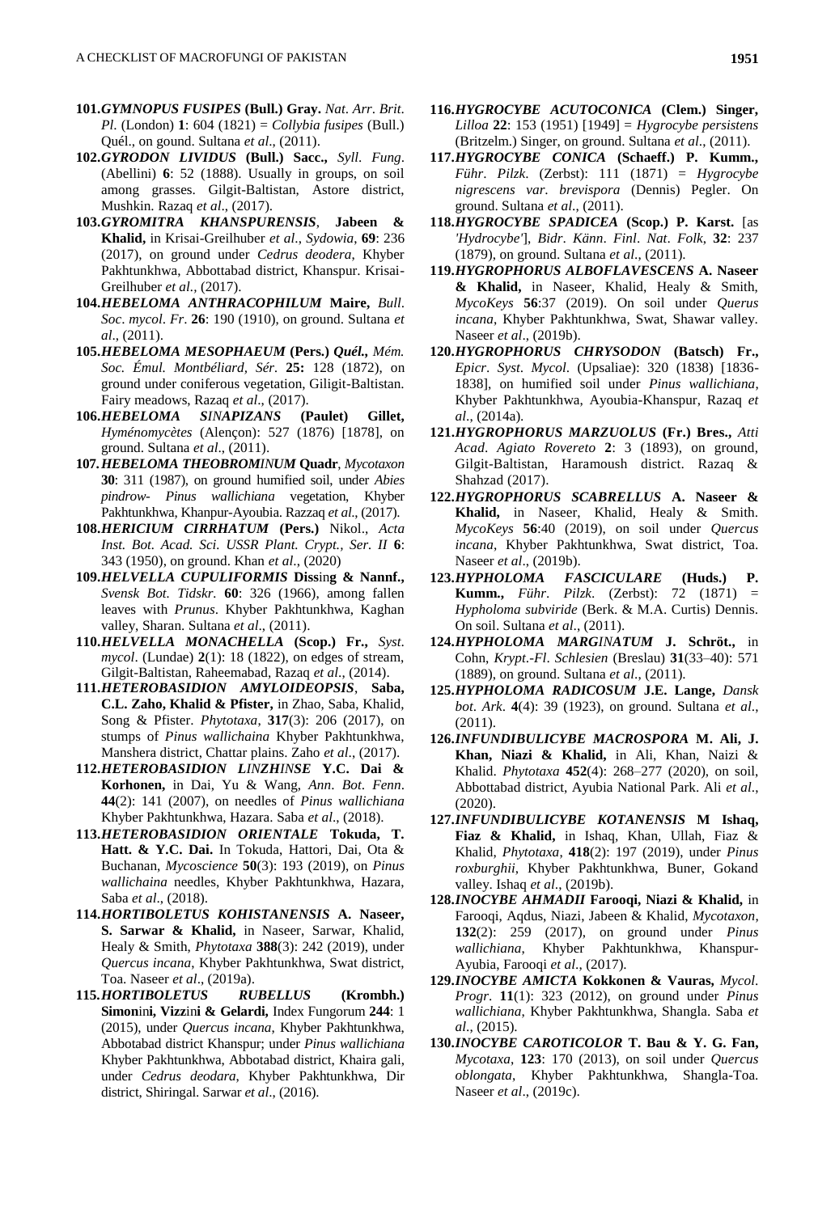**101.*GYMNOPUS FUSIPES* (Bull.) Gray.** *Nat*. *Arr*. *Brit*. *Pl*. (London) **1**: 604 (1821) = *Collybia fusipes* (Bull.) Quél., on gound. Sultana *et al*., (2011).

**102.*GYRODON LIVIDUS* (Bull.) Sacc.,** *Syll*. *Fung*. (Abellini) **6**: 52 (1888). Usually in groups, on soil among grasses. Gilgit-Baltistan, Astore district, Mushkin. Razaq *et al*., (2017).

**103.*GYROMITRA KHANSPURENSIS*, Jabeen & Khalid,** in Krisai-Greilhuber *et al*., *Sydowia*, **69**: 236 (2017), on ground under *Cedrus deodera*, Khyber Pakhtunkhwa, Abbottabad district, Khanspur. Krisai-Greilhuber *et al*., (2017).

**104.*HEBELOMA ANTHRACOPHILUM* Maire,** *Bull*. *Soc*. *mycol*. *Fr*. **26**: 190 (1910), on ground. Sultana *et al*., (2011).

**105.*HEBELOMA MESOPHAEUM* (Pers.) *Quél.*,** *Mém. Soc. Émul. Montbéliard, Sér.* **25:** 128 (1872), on ground under coniferous vegetation, Giligit-Baltistan. Fairy meadows, Razaq *et al*., (2017).

**106.*HEBELOMA SINAPIZANS* (Paulet) Gillet,** *Hyménomycètes* (Alençon): 527 (1876) [1878], on ground. Sultana *et al*., (2011).

**107.*HEBELOMA THEOBROMINUM* Quadr**, *Mycotaxon* **30**: 311 (1987), on ground humified soil, under *Abies pindrow- Pinus wallichiana* vegetation, Khyber Pakhtunkhwa, Khanpur-Ayoubia. Razzaq *et al*., (2017).

**108.*HERICIUM CIRRHATUM* (Pers.)** Nikol., *Acta Inst. Bot. Acad. Sci. USSR Plant. Crypt., Ser. II* **6**: 343 (1950), on ground. Khan *et al*., (2020)

**109.*HELVELLA CUPULIFORMIS* Dissing & Nannf.,** *Svensk Bot. Tidskr.* **60**: 326 (1966), among fallen leaves with *Prunus*. Khyber Pakhtunkhwa, Kaghan valley, Sharan. Sultana *et al*., (2011).

**110.*HELVELLA MONACHELLA* (Scop.) Fr.,** *Syst*. *mycol*. (Lundae) **2**(1): 18 (1822), on edges of stream, Gilgit-Baltistan, Raheemabad, Razaq *et al*., (2014).

**111.*HETEROBASIDION AMYLOIDEOPSIS*, Saba, C.L. Zaho, Khalid & Pfister,** in Zhao, Saba, Khalid, Song & Pfister. *Phytotaxa*, **317**(3): 206 (2017), on stumps of *Pinus wallichaina* Khyber Pakhtunkhwa, Manshera district, Chattar plains. Zaho *et al*., (2017).

**112.*HETEROBASIDION LINZHINSE* Y.C. Dai & Korhonen,** in Dai, Yu & Wang, *Ann*. *Bot*. *Fenn*. **44**(2): 141 (2007), on needles of *Pinus wallichiana* Khyber Pakhtunkhwa, Hazara. Saba *et al*., (2018).

**113.*HETEROBASIDION ORIENTALE* Tokuda, T. Hatt. & Y.C. Dai.** In Tokuda, Hattori, Dai, Ota & Buchanan, *Mycoscience* **50**(3): 193 (2019), on *Pinus wallichaina* needles, Khyber Pakhtunkhwa, Hazara, Saba *et al*., (2018).

**114.*HORTIBOLETUS KOHISTANENSIS* A. Naseer, S. Sarwar & Khalid,** in Naseer, Sarwar, Khalid, Healy & Smith, *Phytotaxa* **388**(3): 242 (2019), under *Quercus incana*, Khyber Pakhtunkhwa, Swat district, Toa. Naseer *et al*., (2019a).

**115.*HORTIBOLETUS RUBELLUS* (Krombh.) Simonini, Vizzini & Gelardi,** Index Fungorum **244**: 1 (2015), under *Quercus incana*, Khyber Pakhtunkhwa, Abbotabad district Khanspur; under *Pinus wallichiana* Khyber Pakhtunkhwa, Abbotabad district, Khaira gali, under *Cedrus deodara*, Khyber Pakhtunkhwa, Dir district, Shiringal. Sarwar *et al*., (2016).

**116.*HYGROCYBE ACUTOCONICA* (Clem.) Singer,** *Lilloa* **22**: 153 (1951) [1949] = *Hygrocybe persistens* (Britzelm.) Singer, on ground. Sultana *et al*., (2011).

**117.*HYGROCYBE CONICA* (Schaeff.) P. Kumm.,** *Führ*. *Pilzk*. (Zerbst): 111 (1871) = *Hygrocybe nigrescens var*. *brevispora* (Dennis) Pegler. On ground. Sultana *et al*., (2011).

**118.*HYGROCYBE SPADICEA* (Scop.) P. Karst.** [as *'Hydrocybe'*], *Bidr*. *Känn*. *Finl*. *Nat*. *Folk*, **32**: 237 (1879), on ground. Sultana *et al*., (2011).

**119.*HYGROPHORUS ALBOFLAVESCENS* A. Naseer & Khalid,** in Naseer, Khalid, Healy & Smith, *MycoKeys* **56**:37 (2019). On soil under *Querus incana*, Khyber Pakhtunkhwa, Swat, Shawar valley. Naseer *et al*., (2019b).

**120.*HYGROPHORUS CHRYSODON* (Batsch) Fr.,** *Epicr*. *Syst*. *Mycol*. (Upsaliae): 320 (1838) [1836-1838], on humified soil under *Pinus wallichiana*, Khyber Pakhtunkhwa, Ayoubia-Khanspur, Razaq *et al*., (2014a).

**121.*HYGROPHORUS MARZUOLUS* (Fr.) Bres.,** *Atti Acad*. *Agiato Rovereto* **2**: 3 (1893), on ground, Gilgit-Baltistan, Haramoush district. Razaq & Shahzad (2017).

**122.*HYGROPHORUS SCABRELLUS* A. Naseer & Khalid,** in Naseer, Khalid, Healy & Smith. *MycoKeys* **56**:40 (2019), on soil under *Quercus incana*, Khyber Pakhtunkhwa, Swat district, Toa. Naseer *et al*., (2019b).

**123.*HYPHOLOMA FASCICULARE* (Huds.) P. Kumm.,** *Führ*. *Pilzk*. (Zerbst): 72 (1871) = *Hypholoma subviride* (Berk. & M.A. Curtis) Dennis. On soil. Sultana *et al*., (2011).

**124.*HYPHOLOMA MARGINATUM* J. Schröt.,** in Cohn, *Krypt*.*-Fl*. *Schlesien* (Breslau) **31**(33–40): 571 (1889), on ground. Sultana *et al*., (2011).

**125.*HYPHOLOMA RADICOSUM* J.E. Lange,** *Dansk bot*. *Ark*. **4**(4): 39 (1923), on ground. Sultana *et al*., (2011).

**126.*INFUNDIBULICYBE MACROSPORA* M. Ali, J. Khan, Niazi & Khalid,** in Ali, Khan, Naizi & Khalid. *Phytotaxa* **452**(4): 268–277 (2020), on soil, Abbottabad district, Ayubia National Park. Ali *et al*., (2020).

**127.*INFUNDIBULICYBE KOTANENSIS* M Ishaq, Fiaz & Khalid,** in Ishaq, Khan, Ullah, Fiaz & Khalid, *Phytotaxa*, **418**(2): 197 (2019), under *Pinus roxburghii*, Khyber Pakhtunkhwa, Buner, Gokand valley. Ishaq *et al*., (2019b).

**128.*INOCYBE AHMADII* Farooqi, Niazi & Khalid,** in Farooqi, Aqdus, Niazi, Jabeen & Khalid, *Mycotaxon*, **132**(2): 259 (2017), on ground under *Pinus wallichiana*, Khyber Pakhtunkhwa, Khanspur-Ayubia, Farooqi *et al*., (2017).

**129.*INOCYBE AMICTA* Kokkonen & Vauras,** *Mycol*. *Progr*. **11**(1): 323 (2012), on ground under *Pinus wallichiana*, Khyber Pakhtunkhwa, Shangla. Saba *et al*., (2015).

**130.*INOCYBE CAROTICOLOR* T. Bau & Y. G. Fan,** *Mycotaxa*, **123**: 170 (2013), on soil under *Quercus oblongata*, Khyber Pakhtunkhwa, Shangla-Toa. Naseer *et al*., (2019c).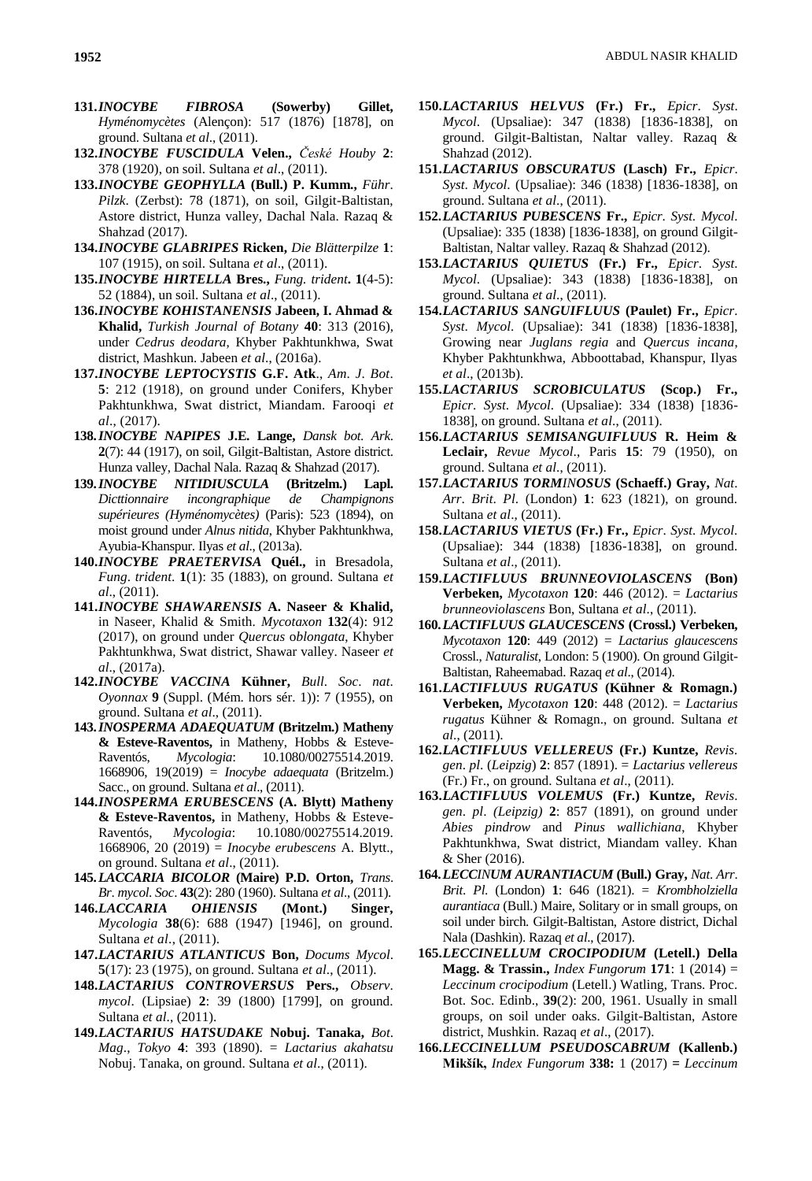**131.*INOCYBE FIBROSA*** **(Sowerby) Gillet,** *Hyménomycètes* (Alençon): 517 (1876) [1878], on ground. Sultana *et al*., (2011).

**132.*INOCYBE FUSCIDULA*** **Velen.,** *České Houby* **2**: 378 (1920), on soil. Sultana *et al*., (2011).

**133.*INOCYBE GEOPHYLLA*** **(Bull.) P. Kumm.,** *Führ*. *Pilzk*. (Zerbst): 78 (1871), on soil, Gilgit-Baltistan, Astore district, Hunza valley, Dachal Nala. Razaq & Shahzad (2017).

**134.*INOCYBE GLABRIPES*** **Ricken,** *Die Blätterpilze* **1**: 107 (1915), on soil. Sultana *et al*., (2011).

**135.*INOCYBE HIRTELLA*** **Bres.,** *Fung. trident*. **1**(4-5): 52 (1884), un soil. Sultana *et al*., (2011).

**136.*INOCYBE KOHISTANENSIS*** **Jabeen, I. Ahmad & Khalid,** *Turkish Journal of Botany* **40**: 313 (2016), under *Cedrus deodara*, Khyber Pakhtunkhwa, Swat district, Mashkun. Jabeen *et al*., (2016a).

**137.*INOCYBE LEPTOCYSTIS*** **G.F. Atk**., *Am*. *J*. *Bot*. **5**: 212 (1918), on ground under Conifers, Khyber Pakhtunkhwa, Swat district, Miandam. Farooqi *et al*., (2017).

**138.*INOCYBE NAPIPES*** **J.E. Lange,** *Dansk bot. Ark.* **2**(7): 44 (1917), on soil, Gilgit-Baltistan, Astore district. Hunza valley, Dachal Nala. Razaq & Shahzad (2017).

**139.*INOCYBE NITIDIUSCULA*** **(Britzelm.) Lapl.** *Dicttionnaire incongraphique de Champignons supérieures (Hyménomycètes)* (Paris): 523 (1894), on moist ground under *Alnus nitida*, Khyber Pakhtunkhwa, Ayubia-Khanspur. Ilyas *et al*., (2013a).

**140.*INOCYBE PRAETERVISA*** **Quél.,** in Bresadola, *Fung*. *trident*. **1**(1): 35 (1883), on ground. Sultana *et al*., (2011).

**141.*INOCYBE SHAWARENSIS*** **A. Naseer & Khalid,** in Naseer, Khalid & Smith. *Mycotaxon* **132**(4): 912 (2017), on ground under *Quercus oblongata*, Khyber Pakhtunkhwa, Swat district, Shawar valley. Naseer *et al*., (2017a).

**142.*INOCYBE VACCINA*** **Kühner,** *Bull*. *Soc*. *nat*. *Oyonnax* **9** (Suppl. (Mém. hors sér. 1)): 7 (1955), on ground. Sultana *et al*., (2011).

**143.*INOSPERMA ADAEQUATUM*** **(Britzelm.) Matheny & Esteve-Raventos,** in Matheny, Hobbs & Esteve-Raventós, *Mycologia*: 10.1080/00275514.2019. 1668906, 19(2019) = *Inocybe adaequata* (Britzelm.) Sacc., on ground. Sultana *et al*., (2011).

**144.*INOSPERMA ERUBESCENS*** **(A. Blytt) Matheny & Esteve-Raventos,** in Matheny, Hobbs & Esteve-Raventós, *Mycologia*: 10.1080/00275514.2019. 1668906, 20 (2019) = *Inocybe erubescens* A. Blytt., on ground. Sultana *et al*., (2011).

**145.*LACCARIA BICOLOR*** **(Maire) P.D. Orton,** *Trans. Br. mycol. Soc*. **43**(2): 280 (1960). Sultana *et al*., (2011).

**146.*LACCARIA OHIENSIS*** **(Mont.) Singer,** *Mycologia* **38**(6): 688 (1947) [1946], on ground. Sultana *et al*., (2011).

**147.*LACTARIUS ATLANTICUS*** **Bon,** *Docums Mycol*. **5**(17): 23 (1975), on ground. Sultana *et al*., (2011).

**148.*LACTARIUS CONTROVERSUS*** **Pers.,** *Observ*. *mycol*. (Lipsiae) **2**: 39 (1800) [1799], on ground. Sultana *et al*., (2011).

**149.*LACTARIUS HATSUDAKE*** **Nobuj. Tanaka,** *Bot*. *Mag*., *Tokyo* **4**: 393 (1890). = *Lactarius akahatsu* Nobuj. Tanaka, on ground. Sultana *et al*., (2011).

**150.*LACTARIUS HELVUS*** **(Fr.) Fr.,** *Epicr*. *Syst*. *Mycol*. (Upsaliae): 347 (1838) [1836-1838], on ground. Gilgit-Baltistan, Naltar valley. Razaq & Shahzad (2012).

**151.*LACTARIUS OBSCURATUS*** **(Lasch) Fr.,** *Epicr*. *Syst*. *Mycol*. (Upsaliae): 346 (1838) [1836-1838], on ground. Sultana *et al*., (2011).

**152.*LACTARIUS PUBESCENS*** **Fr.,** *Epicr. Syst. Mycol*. (Upsaliae): 335 (1838) [1836-1838], on ground Gilgit-Baltistan, Naltar valley. Razaq & Shahzad (2012).

**153.*LACTARIUS QUIETUS*** **(Fr.) Fr.,** *Epicr*. *Syst*. *Mycol*. (Upsaliae): 343 (1838) [1836-1838], on ground. Sultana *et al*., (2011).

**154.*LACTARIUS SANGUIFLUUS*** **(Paulet) Fr.,** *Epicr*. *Syst*. *Mycol*. (Upsaliae): 341 (1838) [1836-1838], Growing near *Juglans regia* and *Quercus incana*, Khyber Pakhtunkhwa, Abboottabad, Khanspur, Ilyas *et al*., (2013b).

**155.*LACTARIUS SCROBICULATUS*** **(Scop.) Fr.,** *Epicr*. *Syst*. *Mycol*. (Upsaliae): 334 (1838) [1836-1838], on ground. Sultana *et al*., (2011).

**156.*LACTARIUS SEMISANGUIFLUUS*** **R. Heim & Leclair,** *Revue Mycol*., Paris **15**: 79 (1950), on ground. Sultana *et al*., (2011).

**157.*LACTARIUS TORMINOSUS*** **(Schaeff.) Gray,** *Nat*. *Arr*. *Brit*. *Pl*. (London) **1**: 623 (1821), on ground. Sultana *et al*., (2011).

**158.*LACTARIUS VIETUS*** **(Fr.) Fr.,** *Epicr*. *Syst*. *Mycol*. (Upsaliae): 344 (1838) [1836-1838], on ground. Sultana *et al*., (2011).

**159.*LACTIFLUUS BRUNNEOVIOLASCENS*** **(Bon) Verbeken,** *Mycotaxon* **120**: 446 (2012). = *Lactarius brunneoviolascens* Bon, Sultana *et al*., (2011).

**160.*LACTIFLUUS GLAUCESCENS*** **(Crossl.) Verbeken,** *Mycotaxon* **120**: 449 (2012) = *Lactarius glaucescens* Crossl., *Naturalist*, London: 5 (1900). On ground Gilgit-Baltistan, Raheemabad. Razaq *et al*., (2014).

**161.*LACTIFLUUS RUGATUS*** **(Kühner & Romagn.) Verbeken,** *Mycotaxon* **120**: 448 (2012). = *Lactarius rugatus* Kühner & Romagn., on ground. Sultana *et al*., (2011).

**162.*LACTIFLUUS VELLEREUS*** **(Fr.) Kuntze,** *Revis*. *gen*. *pl*. (*Leipzig*) **2**: 857 (1891). = *Lactarius vellereus* (Fr.) Fr., on ground. Sultana *et al*., (2011).

**163.*LACTIFLUUS VOLEMUS*** **(Fr.) Kuntze,** *Revis*. *gen*. *pl*. *(Leipzig)* **2**: 857 (1891), on ground under *Abies pindrow* and *Pinus wallichiana*, Khyber Pakhtunkhwa, Swat district, Miandam valley. Khan & Sher (2016).

**164.*LECCINUM AURANTIACUM*** **(Bull.) Gray,** *Nat. Arr. Brit. Pl.* (London) **1**: 646 (1821). = *Krombholziella aurantiaca* (Bull.) Maire, Solitary or in small groups, on soil under birch. Gilgit-Baltistan, Astore district, Dichal Nala (Dashkin). Razaq *et al*., (2017).

**165.*LECCINELLUM CROCIPODIUM*** **(Letell.) Della Magg. & Trassin.,** *Index Fungorum* **171**: 1 (2014) = *Leccinum crocipodium* (Letell.) Watling, Trans. Proc. Bot. Soc. Edinb., **39**(2): 200, 1961. Usually in small groups, on soil under oaks. Gilgit-Baltistan, Astore district, Mushkin. Razaq *et al*., (2017).

**166.*LECCINELLUM PSEUDOSCABRUM*** **(Kallenb.) Mikšík,** *Index Fungorum* **338:** 1 (2017) **=** *Leccinum*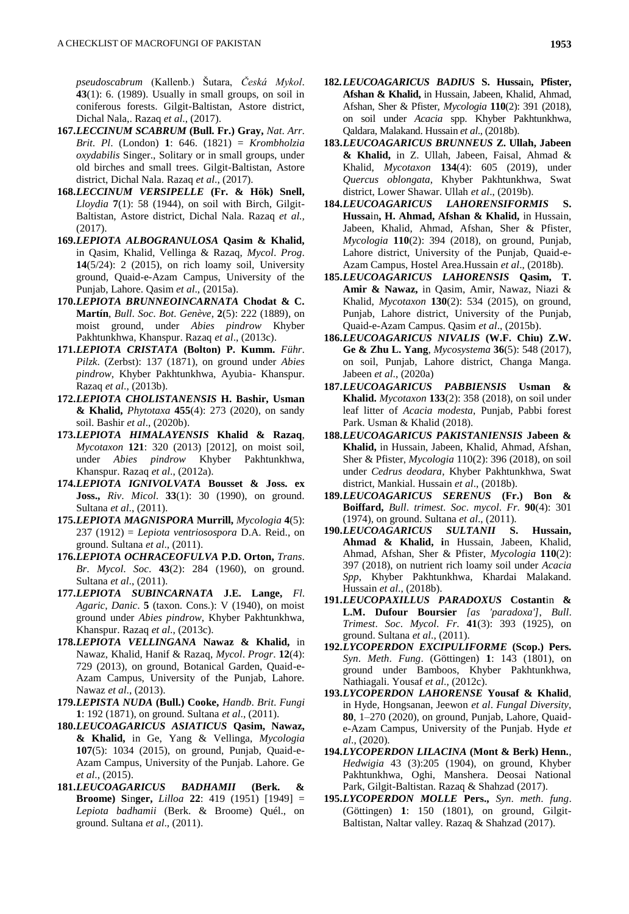*pseudoscabrum* (Kallenb.) Šutara, *Česká Mykol*. **43**(1): 6. (1989). Usually in small groups, on soil in coniferous forests. Gilgit-Baltistan, Astore district, Dichal Nala,. Razaq *et al*., (2017).

**167.*LECCINUM SCABRUM* (Bull. Fr.) Gray,** *Nat*. *Arr*. *Brit*. *Pl*. (London) **1**: 646. (1821) = *Krombholzia oxydabilis* Singer., Solitary or in small groups, under old birches and small trees. Gilgit-Baltistan, Astore district, Dichal Nala. Razaq *et al*., (2017).

**168.*LECCINUM VERSIPELLE* (Fr. & Hök) Snell,** *Lloydia* **7**(1): 58 (1944), on soil with Birch, Gilgit-Baltistan, Astore district, Dichal Nala. Razaq *et al.,* (2017).

**169.*LEPIOTA ALBOGRANULOSA* Qasim & Khalid,** in Qasim, Khalid, Vellinga & Razaq, *Mycol*. *Prog*. **14**(5/24): 2 (2015), on rich loamy soil, University ground, Quaid-e-Azam Campus, University of the Punjab, Lahore. Qasim *et al*., (2015a).

**170.*LEPIOTA BRUNNEOINCARNATA* Chodat & C. Martín**, *Bull*. *Soc*. *Bot*. *Genève*, **2**(5): 222 (1889), on moist ground, under *Abies pindrow* Khyber Pakhtunkhwa, Khanspur. Razaq *et al*., (2013c).

**171.*LEPIOTA CRISTATA* (Bolton) P. Kumm.** *Führ*. *Pilzk*. (Zerbst): 137 (1871), on ground under *Abies pindrow*, Khyber Pakhtunkhwa, Ayubia- Khanspur. Razaq *et al*., (2013b).

**172.*LEPIOTA CHOLISTANENSIS* H. Bashir, Usman & Khalid,** *Phytotaxa* **455**(4): 273 (2020), on sandy soil. Bashir *et al*., (2020b).

**173.*LEPIOTA HIMALAYENSIS* Khalid & Razaq**, *Mycotaxon* **121**: 320 (2013) [2012], on moist soil, under *Abies pindrow* Khyber Pakhtunkhwa, Khanspur. Razaq *et al*., (2012a).

**174.*LEPIOTA IGNIVOLVATA* Bousset & Joss. ex Joss.,** *Riv*. *Micol*. **33**(1): 30 (1990), on ground. Sultana *et al*., (2011).

**175.*LEPIOTA MAGNISPORA* Murrill,** *Mycologia* **4**(5): 237 (1912) = *Lepiota ventriosospora* D.A. Reid., on ground. Sultana *et al*., (2011).

**176.*LEPIOTA OCHRACEOFULVA* P.D. Orton,** *Trans*. *Br*. *Mycol*. *Soc*. **43**(2): 284 (1960), on ground. Sultana *et al*., (2011).

**177.*LEPIOTA SUBINCARNATA* J.E. Lange,** *Fl*. *Agaric*, *Danic*. **5** (taxon. Cons.): V (1940), on moist ground under *Abies pindrow*, Khyber Pakhtunkhwa, Khanspur. Razaq *et al*., (2013c).

**178.*LEPIOTA VELLINGANA* Nawaz & Khalid,** in Nawaz, Khalid, Hanif & Razaq, *Mycol*. *Progr*. **12**(4): 729 (2013), on ground, Botanical Garden, Quaid-e-Azam Campus, University of the Punjab, Lahore. Nawaz *et al*., (2013).

**179.*LEPISTA NUDA* (Bull.) Cooke,** *Handb*. *Brit*. *Fungi* **1**: 192 (1871), on ground. Sultana *et al*., (2011).

**180.*LEUCOAGARICUS ASIATICUS* Qasim, Nawaz, & Khalid,** in Ge, Yang & Vellinga, *Mycologia* **107**(5): 1034 (2015), on ground, Punjab, Quaid-e-Azam Campus, University of the Punjab. Lahore. Ge *et al*., (2015).

**181.*LEUCOAGARICUS BADHAMII* (Berk. & Broome) Singer,** *Lilloa* **22**: 419 (1951) [1949] = *Lepiota badhamii* (Berk. & Broome) Quél., on ground. Sultana *et al*., (2011).

**182.*LEUCOAGARICUS BADIUS* S. Hussain, Pfister, Afshan & Khalid,** in Hussain, Jabeen, Khalid, Ahmad, Afshan, Sher & Pfister, *Mycologia* **110**(2): 391 (2018), on soil under *Acacia* spp. Khyber Pakhtunkhwa, Qaldara, Malakand. Hussain *et al*., (2018b).

**183.*LEUCOAGARICUS BRUNNEUS* Z. Ullah, Jabeen & Khalid,** in Z. Ullah, Jabeen, Faisal, Ahmad & Khalid, *Mycotaxon* **134**(4): 605 (2019), under *Quercus oblongata*, Khyber Pakhtunkhwa, Swat district, Lower Shawar. Ullah *et al*., (2019b).

**184.*LEUCOAGARICUS LAHORENSIFORMIS* S. Hussain, H. Ahmad, Afshan & Khalid,** in Hussain, Jabeen, Khalid, Ahmad, Afshan, Sher & Pfister, *Mycologia* **110**(2): 394 (2018), on ground, Punjab, Lahore district, University of the Punjab, Quaid-e-Azam Campus, Hostel Area.Hussain *et al*., (2018b).

**185.*LEUCOAGARICUS LAHORENSIS* Qasim, T. Amir & Nawaz,** in Qasim, Amir, Nawaz, Niazi & Khalid, *Mycotaxon* **130**(2): 534 (2015), on ground, Punjab, Lahore district, University of the Punjab, Quaid-e-Azam Campus. Qasim *et al*., (2015b).

**186.*LEUCOAGARICUS NIVALIS* (W.F. Chiu) Z.W. Ge & Zhu L. Yang**, *Mycosystema* **36**(5): 548 (2017), on soil, Punjab, Lahore district, Changa Manga. Jabeen *et al*., (2020a)

**187.*LEUCOAGARICUS PABBIENSIS* Usman & Khalid.** *Mycotaxon* **133**(2): 358 (2018), on soil under leaf litter of *Acacia modesta*, Punjab, Pabbi forest Park. Usman & Khalid (2018).

**188.*LEUCOAGARICUS PAKISTANIENSIS* Jabeen & Khalid,** in Hussain, Jabeen, Khalid, Ahmad, Afshan, Sher & Pfister, *Mycologia* 110(2): 396 (2018), on soil under *Cedrus deodara*, Khyber Pakhtunkhwa, Swat district, Mankial. Hussain *et al*., (2018b).

**189.*LEUCOAGARICUS SERENUS* (Fr.) Bon & Boiffard,** *Bull*. *trimest*. *Soc*. *mycol*. *Fr*. **90**(4): 301 (1974), on ground. Sultana *et al*., (2011).

**190.*LEUCOAGARICUS SULTANII* S. Hussain, Ahmad & Khalid, i**n Hussain, Jabeen, Khalid, Ahmad, Afshan, Sher & Pfister, *Mycologia* **110**(2): 397 (2018), on nutrient rich loamy soil under *Acacia Spp*, Khyber Pakhtunkhwa, Khardai Malakand. Hussain *et al*., (2018b).

**191.*LEUCOPAXILLUS PARADOXUS* Costantin & L.M. Dufour Boursier** *[as 'paradoxa']*, *Bull*. *Trimest*. *Soc*. *Mycol*. *Fr*. **41**(3): 393 (1925), on ground. Sultana *et al*., (2011).

**192.*LYCOPERDON EXCIPULIFORME* (Scop.) Pers.** *Syn*. *Meth*. *Fung*. (Göttingen) **1**: 143 (1801), on ground under Bamboos, Khyber Pakhtunkhwa, Nathiagali. Yousaf *et al*., (2012c).

**193.*LYCOPERDON LAHORENSE* Yousaf & Khalid**, in Hyde, Hongsanan, Jeewon *et al*. *Fungal Diversity*, **80**, 1–270 (2020), on ground, Punjab, Lahore, Quaid-e-Azam Campus, University of the Punjab. Hyde *et al*., (2020).

**194.*LYCOPERDON LILACINA* (Mont & Berk) Henn.**, *Hedwigia* 43 (3):205 (1904), on ground, Khyber Pakhtunkhwa, Oghi, Manshera. Deosai National Park, Gilgit-Baltistan. Razaq & Shahzad (2017).

**195.*LYCOPERDON MOLLE* Pers.,** *Syn*. *meth*. *fung*. (Göttingen) **1**: 150 (1801), on ground, Gilgit-Baltistan, Naltar valley. Razaq & Shahzad (2017).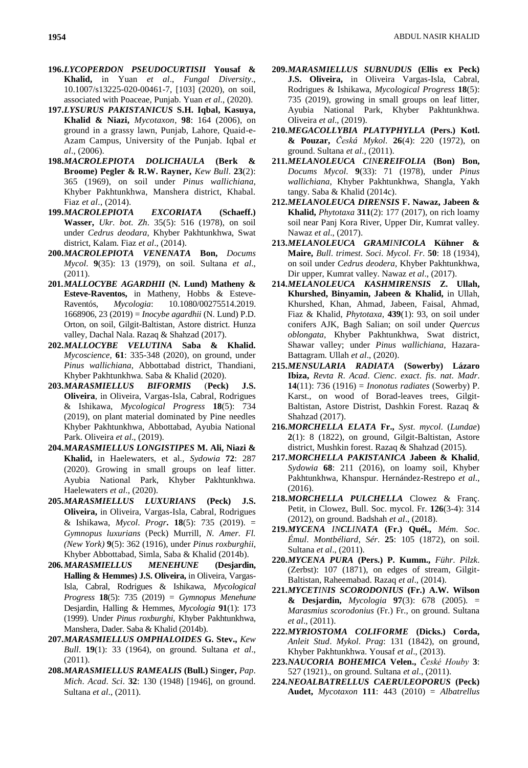**196.*LYCOPERDON PSEUDOCURTISII* Yousaf & Khalid,** in Yuan *et al*., *Fungal Diversity*., 10.1007/s13225-020-00461-7, [103] (2020), on soil, associated with Poaceae, Punjab. Yuan *et al*., (2020).

**197.*LYSURUS PAKISTANICUS* S.H. Iqbal, Kasuya, Khalid & Niazi,** *Mycotaxon*, **98**: 164 (2006), on ground in a grassy lawn, Punjab, Lahore, Quaid-e-Azam Campus, University of the Punjab. Iqbal *et al*., (2006).

**198.*MACROLEPIOTA DOLICHAULA* (Berk & Broome) Pegler & R.W. Rayner,** *Kew Bull*. **23**(2): 365 (1969), on soil under *Pinus wallichiana*, Khyber Pakhtunkhwa, Manshera district, Khabal. Fiaz *et al*., (2014).

**199.*MACROLEPIOTA EXCORIATA* (Schaeff.) Wasser,** *Ukr. bot. Zh*. 35(5): 516 (1978), on soil under *Cedrus deodara*, Khyber Pakhtunkhwa, Swat district, Kalam. Fiaz *et al*., (2014).

**200.*MACROLEPIOTA VENENATA* Bon,** *Docums Mycol*. **9**(35): 13 (1979), on soil. Sultana *et al*., (2011).

**201.*MALLOCYBE AGARDHII* (N. Lund) Matheny & Esteve-Raventos,** in Matheny, Hobbs & Esteve-Raventós, *Mycologia*: 10.1080/00275514.2019. 1668906, 23 (2019) = *Inocybe agardhii* (N. Lund) P.D. Orton, on soil, Gilgit-Baltistan, Astore district. Hunza valley, Dachal Nala. Razaq & Shahzad (2017).

**202.*MALLOCYBE VELUTINA* Saba & Khalid.** *Mycoscience*, **61**: 335-348 (2020), on ground, under *Pinus wallichiana*, Abbottabad district, Thandiani, Khyber Pakhtunkhwa. Saba & Khalid (2020).

**203.*MARASMIELLUS BIFORMIS* (Peck) J.S. Oliveira**, in Oliveira, Vargas-Isla, Cabral, Rodrigues & Ishikawa, *Mycological Progress* **18**(5): 734 (2019), on plant material dominated by Pine needles Khyber Pakhtunkhwa, Abbottabad, Ayubia National Park. Oliveira *et al*., (2019).

**204.*MARASMIELLUS LONGISTIPES* M. Ali, Niazi & Khalid,** in Haelewaters, et al., *Sydowia* **72**: 287 (2020). Growing in small groups on leaf litter. Ayubia National Park, Khyber Pakhtunkhwa. Haelewaters *et al*., (2020).

**205.*MARASMIELLUS LUXURIANS* (Peck) J.S. Oliveira,** in Oliveira, Vargas-Isla, Cabral, Rodrigues & Ishikawa, *Mycol. Progr***.** **18**(5): 735 (2019). = *Gymnopus luxurians* (Peck) Murrill, *N. Amer. Fl. (New York)* **9**(5): 362 (1916), under *Pinus roxburghii*, Khyber Abbottabad, Simla, Saba & Khalid (2014b).

**206.*MARASMIELLUS MENEHUNE* (Desjardin, Halling & Hemmes) J.S. Oliveira,** in Oliveira, Vargas-Isla, Cabral, Rodrigues & Ishikawa, *Mycological Progress* **18**(5): 735 (2019) = *Gymnopus Menehune* Desjardin, Halling & Hemmes, *Mycologia* **91**(1): 173 (1999). Under *Pinus roxburghi*, Khyber Pakhtunkhwa, Manshera, Dader. Saba & Khalid (2014b).

**207.*MARASMIELLUS OMPHALOIDES* G. Stev.,** *Kew Bull*. **19**(1): 33 (1964), on ground. Sultana *et al*., (2011).

**208.*MARASMIELLUS RAMEALIS* (Bull.) Singer,** *Pap. Mich. Acad. Sci*. **32**: 130 (1948) [1946], on ground. Sultana *et al*., (2011).

**209.*MARASMIELLUS SUBNUDUS* (Ellis ex Peck) J.S. Oliveira,** in Oliveira Vargas-Isla, Cabral, Rodrigues & Ishikawa, *Mycological Progress* **18**(5): 735 (2019), growing in small groups on leaf litter, Ayubia National Park, Khyber Pakhtunkhwa. Oliveira *et al*., (2019).

**210.*MEGACOLLYBIA PLATYPHYLLA* (Pers.) Kotl. & Pouzar,** *Česká Mykol*. **26**(4): 220 (1972), on ground. Sultana *et al*., (2011).

**211.*MELANOLEUCA CINEREIFOLIA* (Bon) Bon,** *Docums Mycol*. **9**(33): 71 (1978), under *Pinus wallichiana*, Khyber Pakhtunkhwa, Shangla, Yakh tangy. Saba & Khalid (2014c).

**212.*MELANOLEUCA DIRENSIS* F. Nawaz, Jabeen & Khalid,** *Phytotaxa* **311**(2): 177 (2017), on rich loamy soil near Panj Kora River, Upper Dir, Kumrat valley. Nawaz *et al*., (2017).

**213.*MELANOLEUCA GRAMINICOLA* Kühner & Maire,** *Bull. trimest. Soci. Mycol. Fr*. **50**: 18 (1934), on soil under *Cedrus deodera*, Khyber Pakhtunkhwa, Dir upper, Kumrat valley. Nawaz *et al*., (2017).

**214.*MELANOLEUCA KASHMIRENSIS* Z. Ullah, Khurshed, Binyamin, Jabeen & Khalid,** in Ullah, Khurshed, Khan, Ahmad, Jabeen, Faisal, Ahmad, Fiaz & Khalid, *Phytotaxa*, **439**(1): 93, on soil under conifers AJK, Bagh Salian; on soil under *Quercus oblongata*, Khyber Pakhtunkhwa, Swat district, Shawar valley; under *Pinus wallichiana*, Hazara-Battagram. Ullah *et al*., (2020).

**215.*MENSULARIA RADIATA* (Sowerby) Lázaro Ibiza,** *Revta R. Acad. Cienc. exact. fis. nat. Madr*. **14**(11): 736 (1916) = *Inonotus radiates* (Sowerby) P. Karst., on wood of Borad-leaves trees, Gilgit-Baltistan, Astore Distrist, Dashkin Forest. Razaq & Shahzad (2017).

**216.*MORCHELLA ELATA* Fr.,** *Syst. mycol*. (*Lundae*) **2**(1): 8 (1822), on ground, Gilgit-Baltistan, Astore district, Mushkin forest. Razaq & Shahzad (2015).

**217.*MORCHELLA PAKISTANICA* Jabeen & Khalid**, *Sydowia* **68**: 211 (2016), on loamy soil, Khyber Pakhtunkhwa, Khanspur. Hernández-Restrepo *et al*., (2016).

**218.*MORCHELLA PULCHELLA*** Clowez & Franç. Petit, in Clowez, Bull. Soc. mycol. Fr. **126**(3-4): 314 (2012), on ground. Badshah *et al*., (2018).

**219.*MYCENA INCLINATA* (Fr.) Quél.,** *Mém. Soc. Émul. Montbéliard, Sér*. **25**: 105 (1872), on soil. Sultana *et al*., (2011).

**220.*MYCENA PURA* (Pers.) P. Kumm.,** *Führ. Pilzk*. (Zerbst): 107 (1871), on edges of stream, Gilgit-Baltistan, Raheemabad. Razaq *et al*., (2014).

**221.*MYCETINIS SCORODONIUS* (Fr.) A.W. Wilson & Desjardin,** *Mycologia* **97**(3): 678 (2005). = *Marasmius scorodonius* (Fr.) Fr., on ground. Sultana *et al*., (2011).

**222.*MYRIOSTOMA COLIFORME* (Dicks.) Corda,** *Anleit Stud. Mykol. Prag*: 131 (1842), on ground, Khyber Pakhtunkhwa. Yousaf *et al*., (2013).

**223.*NAUCORIA BOHEMICA* Velen.,** *České Houby* **3**: 527 (1921)., on ground. Sultana *et al*., (2011).

**224.*NEOALBATRELLUS CAERULEOPORUS* (Peck) Audet,** *Mycotaxon* **111**: 443 (2010) = *Albatrellus*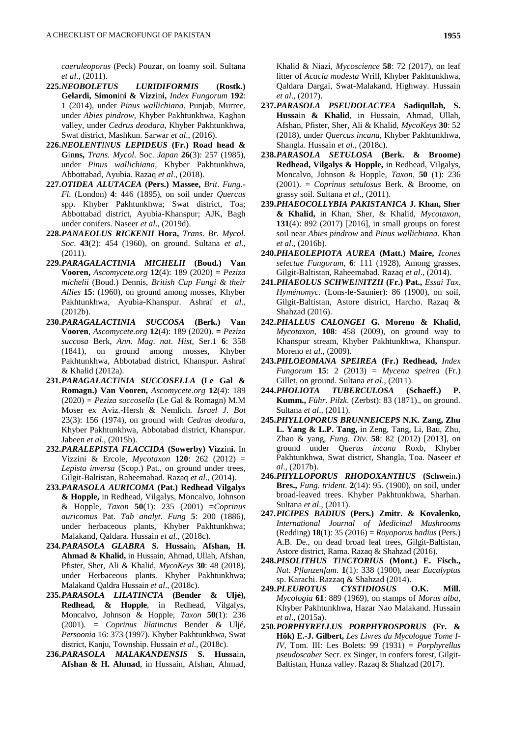*caeruleoporus* (Peck) Pouzar, on loamy soil. Sultana *et al*., (2011).

**225.*NEOBOLETUS LURIDIFORMIS* (Rostk.) Gelardi, Simonini & Vizzini,** *Index Fungorum* **192**: 1 (2014), under *Pinus wallichiana*, Punjab, Murree, under *Abies pindrow*, Khyber Pakhtunkhwa, Kaghan valley, under *Cedrus deodara*, Khyber Pakhtunkhwa, Swat district, Mashkun. Sarwar *et al*., (2016).

**226.*NEOLENTINUS LEPIDEUS* (Fr.) Road head & Ginns,** *Trans*. *Mycol*. Soc. *Japan* **26**(3): 257 (1985), under *Pinus wallichiana*, Khyber Pakhtunkhwa, Abbottabad, Ayubia. Razaq *et al*., (2018).

**227.*OTIDEA ALUTACEA* (Pers.) Massee,** *Brit*. *Fung*.-*Fl*. (London) **4**: 446 (1895), on soil under *Quercus* spp. Khyber Pakhtunkhwa; Swat district, Toa; Abbottabad district, Ayubia-Khanspur; AJK, Bagh under conifers. Naseer *et al*., (2019d).

**228.*PANAEOLUS RICKENII* Hora,** *Trans*. *Br*. *Mycol*. *Soc*. **43**(2): 454 (1960), on ground. Sultana *et al*., (2011).

**229.*PARAGALACTINIA MICHELII* (Boud.) Van Vooren,** *Ascomycete*.*org* **12**(4): 189 (2020) = *Peziza michelii* (Boud.) Dennis, *British Cup Fungi & their Allies* **15**: (1960), on ground among mosses, Khyber Pakhtunkhwa, Ayubia-Khanspur. Ashraf *et al*., (2012b).

**230.*PARAGALACTINIA SUCCOSA* (Berk.) Van Vooren**, *Ascomycete*.*org* **12**(4): 189 (2020). **=** *Peziza succosa* Berk, *Ann*. *Mag*. *nat*. *Hist*, Ser.1 **6**: 358 (1841), on ground among mosses, Khyber Pakhtunkhwa, Abbotabad district, Khanspur. Ashraf & Khalid (2012a).

**231.*PARAGALACTINIA SUCCOSELLA* (Le Gal & Romagn.) Van Vooren,** *Ascomycete*.*org* **12**(4): 189 (2020) = *Peziza succosella* (Le Gal & Romagn) M.M Moser ex Aviz.-Hersh & Nemlich. *Israel J*. *Bot* 23(3): 156 (1974), on ground with *Cedrus deodara*, Khyber Pakhtunkhwa, Abbotabad district, Khanspur. Jabeen *et al*., (2015b).

**232.*PARALEPISTA FLACCIDA* (Sowerby) Vizzini.** In Vizzini & Ercole, *Mycotaxon* **120**: 262 (2012) = *Lepista inversa* (Scop.) Pat., on ground under trees, Gilgit-Baltistan, Raheemabad. Razaq *et al*., (2014).

**233.*PARASOLA AURICOMA* (Pat.) Redhead Vilgalys & Hopple,** in Redhead, Vilgalys, Moncalvo, Johnson & Hopple, *Taxon* **50**(1): 235 (2001) =*Coprinus auricomus* Pat. *Tab analyt. Fung* **5**: 200 (1886), under herbaceous plants, Khyber Pakhtunkhwa; Malakand, Qaldara. Hussain *et al*., (2018c).

**234.*PARASOLA GLABRA* S. Hussain, Afshan, H. Ahmad & Khalid,** in Hussain, Ahmad, Ullah, Afshan, Pfister, Sher, Ali & Khalid, *MycoKeys* **30**: 48 (2018), under Herbaceous plants. Khyber Pakhtunkhwa; Malakand Qaldra Hussain *et al*., (2018c).

**235.*PARASOLA LILATINCTA* (Bender & Uljé), Redhead, & Hopple**, in Redhead, Vilgalys, Moncalvo, Johnson & Hopple, *Taxon* **50**(1): 236 (2001). = *Coprinus lilatinctus* Bender & Uljé, *Persoonia* 16: 373 (1997). Khyber Pakhtunkhwa, Swat district, Kanju, Township. Hussain *et al*., (2018c).

**236.*PARASOLA MALAKANDENSIS* S. Hussain, Afshan & H. Ahmad**, in Hussain, Afshan, Ahmad, Khalid & Niazi, *Mycoscience* **58**: 72 (2017), on leaf litter of *Acacia modesta* Wrill, Khyber Pakhtunkhwa, Qaldara Dargai, Swat-Malakand, Highway. Hussain *et al*., (2017).

**237.*PARASOLA PSEUDOLACTEA* Sadiqullah, S. Hussain & Khalid**, in Hussain, Ahmad, Ullah, Afshan, Pfister, Sher, Ali & Khalid, *MycoKeys* **30**: 52 (2018), under *Quercus incana*, Khyber Pakhtunkhwa, Shangla. Hussain *et al*., (2018c).

**238.*PARASOLA SETULOSA* (Berk. & Broome) Redhead, Vilgalys & Hopple,** in Redhead, Vilgalys, Moncalvo, Johnson & Hopple, *Taxon*, **50** (1): 236 (2001). = *Coprinus setulosus* Berk. & Broome, on grassy soil. Sultana *et al*., (2011).

**239.*PHAEOCOLLYBIA PAKISTANICA* J. Khan, Sher & Khalid,** in Khan, Sher, & Khalid, *Mycotaxon*, **131**(4): 892 (2017) [2016], in small groups on forest soil near *Abies pindrow* and *Pinus wallichiana*. Khan *et al*., (2016b).

**240.*PHAEOLEPIOTA AUREA* (Matt.) Maire,** *Icones selectae Fungorum*, **6**: 111 (1928), Among grasses, Gilgit-Baltistan, Raheemabad. Razaq *et al*., (2014).

**241.*PHAEOLUS SCHWEINITZII* (Fr.) Pat.,** *Essai Tax*. *Hyménomyc*. (Lons-le-Saunier): 86 (1900), on soil, Gilgit-Baltistan, Astore district, Harcho. Razaq & Shahzad (2016).

**242.*PHALLUS CALONGEI* G. Moreno & Khalid,** *Mycotaxon*, **108**: 458 (2009), on ground way to Khanspur stream, Khyber Pakhtunkhwa, Khanspur. Moreno *et al*., (2009).

**243.*PHLOEOMANA SPEIREA* (Fr.) Redhead,** *Index Fungorum* **15**: 2 (2013) = *Mycena speirea* (Fr.) Gillet, on ground. Sultana *et al*., (2011).

**244.*PHOLIOTA TUBERCULOSA* (Schaeff.) P. Kumm.,** *Führ*. *Pilzk*. (Zerbst): 83 (1871)., on ground. Sultana *et al*., (2011).

**245.*PHYLLOPORUS BRUNNEICEPS* N.K. Zang, Zhu L. Yang & L.P. Tang,** in Zeng, Tang, Li, Bau, Zhu, Zhao & yang, *Fung*. *Div*. **58**: 82 (2012) [2013], on ground under *Querus incana* Roxb, Khyber Pakhtunkhwa, Swat district, Shangla, Toa. Naseer *et al*., (2017b).

**246.*PHYLLOPORUS RHODOXANTHUS* (Schwein.) Bres.,** *Fung*. *trident*. **2**(14): 95. (1900), on soil, under broad-leaved trees. Khyber Pakhtunkhwa, Sharhan. Sultana *et al*., (2011).

**247.*PICIPES BADIUS* (Pers.) Zmitr. & Kovalenko,** *International Journal of Medicinal Mushrooms* (Redding) **18**(1): 35 (2016) = *Royoporus badius* (Pers.) A.B. De., on dead broad leaf trees, Gilgit-Baltistan, Astore district, Rama. Razaq & Shahzad (2016).

**248.*PISOLITHUS TINCTORIUS* (Mont.) E. Fisch.,** *Nat*. *Pflanzenfam*. **1**(1): 338 (1900), near *Eucalyptus* sp. Karachi. Razzaq & Shahzad (2014).

**249.*PLEUROTUS CYSTIDIOSUS* O.K. Mill.** *Mycologia* **61**: 889 (1969), on stamps of *Morus alba*, Khyber Pakhtunkhwa, Hazar Nao Malakand. Hussain *et al*., (2015a).

**250.*PORPHYRELLUS PORPHYROSPORUS* (Fr. & Hök) E.-J. Gilbert,** *Les Livres du Mycologue Tome I-IV*, Tom. III: Les Bolets: 99 (1931) = *Porphyrellus pseudoscaber* Secr. ex Singer, in confers forest, Gilgit-Baltistan, Hunza valley. Razaq & Shahzad (2017).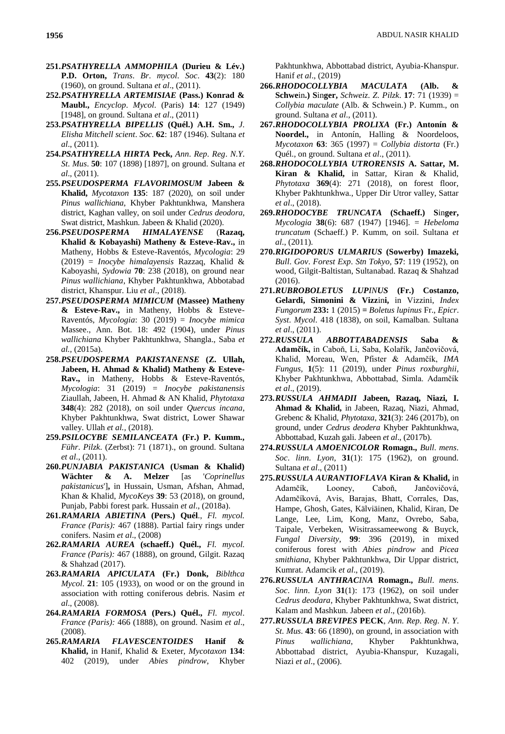**251.*PSATHYRELLA AMMOPHILA* (Durieu & Lév.) P.D. Orton,** *Trans. Br. mycol. Soc.* **43**(2): 180 (1960), on ground. Sultana *et al*., (2011).

**252.*PSATHYRELLA ARTEMISIAE* (Pass.) Konrad & Maubl.,** *Encyclop. Mycol.* (Paris) **14**: 127 (1949) [1948], on ground. Sultana *et al*., (2011)

**253.*PSATHYRELLA BIPELLIS* (Quél.) A.H. Sm.,** *J. Elisha Mitchell scient. Soc.* **62**: 187 (1946). Sultana *et al*., (2011).

**254.*PSATHYRELLA HIRTA* Peck,** *Ann. Rep. Reg. N.Y. St. Mus.* **50**: 107 (1898) [1897], on ground. Sultana *et al*., (2011).

**255.*PSEUDOSPERMA FLAVORIMOSUM* Jabeen & Khalid,** *Mycotaxon* **135**: 187 (2020), on soil under *Pinus wallichiana*, Khyber Pakhtunkhwa, Manshera district, Kaghan valley, on soil under *Cedrus deodora*, Swat district, Mashkun. Jabeen & Khalid (2020).

**256.*PSEUDOSPERMA HIMALAYENSE* (Razaq, Khalid & Kobayashi) Matheny & Esteve-Rav.,** in Matheny, Hobbs & Esteve-Raventós, *Mycologia*: 29 (2019) = *Inocybe himalayensis* Razzaq, Khalid & Kaboyashi, *Sydowia* **70**: 238 (2018), on ground near *Pinus wallichiana*, Khyber Pakhtunkhwa, Abbotabad district, Khanspur. Liu *et al*., (2018).

**257.*PSEUDOSPERMA MIMICUM* (Massee) Matheny & Esteve-Rav.,** in Matheny, Hobbs & Esteve-Raventós, *Mycologia*: 30 (2019) = *Inocybe mimica* Massee., Ann. Bot. 18: 492 (1904), under *Pinus wallichiana* Khyber Pakhtunkhwa, Shangla., Saba *et al.*, (2015a).

**258.*PSEUDOSPERMA PAKISTANENSE* (Z. Ullah, Jabeen, H. Ahmad & Khalid) Matheny & Esteve-Rav.,** in Matheny, Hobbs & Esteve-Raventós, *Mycologia*: 31 (2019) = *Inocybe pakistanensis* Ziaullah, Jabeen, H. Ahmad & AN Khalid, *Phytotaxa* **348**(4): 282 (2018), on soil under *Quercus incana*, Khyber Pakhtunkhwa, Swat district, Lower Shawar valley. Ullah *et al.*, (2018).

**259.*PSILOCYBE SEMILANCEATA* (Fr.) P. Kumm.,** *Führ. Pilzk.* (Zerbst): 71 (1871)., on ground. Sultana *et al*., (2011).

**260.*PUNJABIA PAKISTANICA* (Usman & Khalid) Wächter & A. Melzer** [as '*Coprinellus pakistanicus*']**,** in Hussain, Usman, Afshan, Ahmad, Khan & Khalid, *MycoKeys* **39**: 53 (2018), on ground, Punjab, Pabbi forest park. Hussain *et al*., (2018a).

**261.*RAMARIA ABIETINA* (Pers.) Quél**., *Fl. mycol. France (Paris):* 467 (1888). Partial fairy rings under conifers. Nasim *et al*., (2008)

**262.*RAMARIA AUREA* (schaeff.) Quél.,** *Fl. mycol. France (Paris):* 467 (1888), on ground, Gilgit. Razaq & Shahzad (2017).

**263.*RAMARIA APICULATA* (Fr.) Donk,** *Biblthca Mycol*. **21**: 105 (1933), on wood or on the ground in association with rotting coniferous debris. Nasim *et al*., (2008).

**264.*RAMARIA FORMOSA* (Pers.) Quél.,** *Fl. mycol. France (Paris):* 466 (1888), on ground. Nasim *et al*., (2008).

**265.*RAMARIA FLAVESCENTOIDES* Hanif & Khalid,** in Hanif, Khalid & Exeter, *Mycotaxon* **134**: 402 (2019), under *Abies pindrow*, Khyber Pakhtunkhwa, Abbottabad district, Ayubia-Khanspur. Hanif *et al*., (2019)

**266.*RHODOCOLLYBIA MACULATA* (Alb. & Schwein.) Singer,** *Schweiz. Z. Pilzk*. **17**: 71 (1939) = *Collybia maculate* (Alb. & Schwein.) P. Kumm., on ground. Sultana *et al*., (2011).

**267.*RHODOCOLLYBIA PROLIXA* (Fr.) Antonín & Noordel.,** in Antonín, Halling & Noordeloos, *Mycotaxon* **63**: 365 (1997) = *Collybia distorta* (Fr.) Quél., on ground. Sultana *et al*., (2011).

**268.*RHODOCOLLYBIA UTRORENSIS* A. Sattar, M. Kiran & Khalid,** in Sattar, Kiran & Khalid, *Phytotaxa* **369**(4): 271 (2018), on forest floor, Khyber Pakhtunkhwa., Upper Dir Utror valley, Sattar *et al*., (2018).

**269.*RHODOCYBE TRUNCATA* (Schaeff.) Singer,** *Mycologia* **38**(6): 687 (1947) [1946]. = *Hebeloma truncatum* (Schaeff.) P. Kumm, on soil. Sultana *et al*., (2011).

**270.*RIGIDOPORUS ULMARIUS* (Sowerby) Imazeki,** *Bull. Gov. Forest Exp. Stn Tokyo*, **57**: 119 (1952), on wood, Gilgit-Baltistan, Sultanabad. Razaq & Shahzad (2016).

**271.*RUBROBOLETUS LUPINUS* (Fr.) Costanzo, Gelardi, Simonini & Vizzini,** in Vizzini, *Index Fungorum* **233:** 1 (2015) **=** *Boletus lupinus* Fr., *Epicr. Syst. Mycol*. 418 (1838), on soil, Kamalban. Sultana *et al*., (2011).

**272.*RUSSULA ABBOTTABADENSIS* Saba & Adamčík,** in Caboň, Li, Saba, Kolařík, Jančovičová, Khalid, Moreau, Wen, Pfister & Adamčík, *IMA Fungus,* **1**(5): 11 (2019), under *Pinus roxburghii*, Khyber Pakhtunkhwa, Abbottabad, Simla. Adamčík *et al*., (2019).

**273.*RUSSULA AHMADII* Jabeen, Razaq, Niazi, I. Ahmad & Khalid,** in Jabeen, Razaq, Niazi, Ahmad, Grebenc & Khalid, *Phytotaxa*, **321**(3): 246 (2017b), on ground, under *Cedrus deodera* Khyber Pakhtunkhwa, Abbottabad, Kuzah gali. Jabeen *et al*., (2017b).

**274.*RUSSULA AMOENICOLOR* Romagn.,** *Bull. mens. Soc. linn. Lyon,* **31**(1): 175 (1962), on ground. Sultana *et al*., (2011)

**275.*RUSSULA AURANTIOFLAVA* Kiran & Khalid,** in Adamčík, Looney, Caboň, Jančovičová, Adamčíková, Avis, Barajas, Bhatt, Corrales, Das, Hampe, Ghosh, Gates, Kälviäinen, Khalid, Kiran, De Lange, Lee, Lim, Kong, Manz, Ovrebo, Saba, Taipale, Verbeken, Wisitrassameewong & Buyck, *Fungal Diversity*, **99**: 396 (2019), in mixed coniferous forest with *Abies pindrow* and *Picea smithiana*, Khyber Pakhtunkhwa, Dir Uppar district, Kumrat. Adamcik *et al*., (2019).

**276.*RUSSULA ANTHRACINA* Romagn.,** *Bull. mens. Soc. linn. Lyon* **31**(1): 173 (1962), on soil under *Cedrus deodara*, Khyber Pakhtunkhwa, Swat district, Kalam and Mashkun. Jabeen *et al*., (2016b).

**277.*RUSSULA BREVIPES* PECK**, *Ann. Rep. Reg. N. Y. St. Mus*. **43**: 66 (1890), on ground, in association with *Pinus wallichiana*, Khyber Pakhtunkhwa, Abbottabad district, Ayubia-Khanspur, Kuzagali, Niazi *et al*., (2006).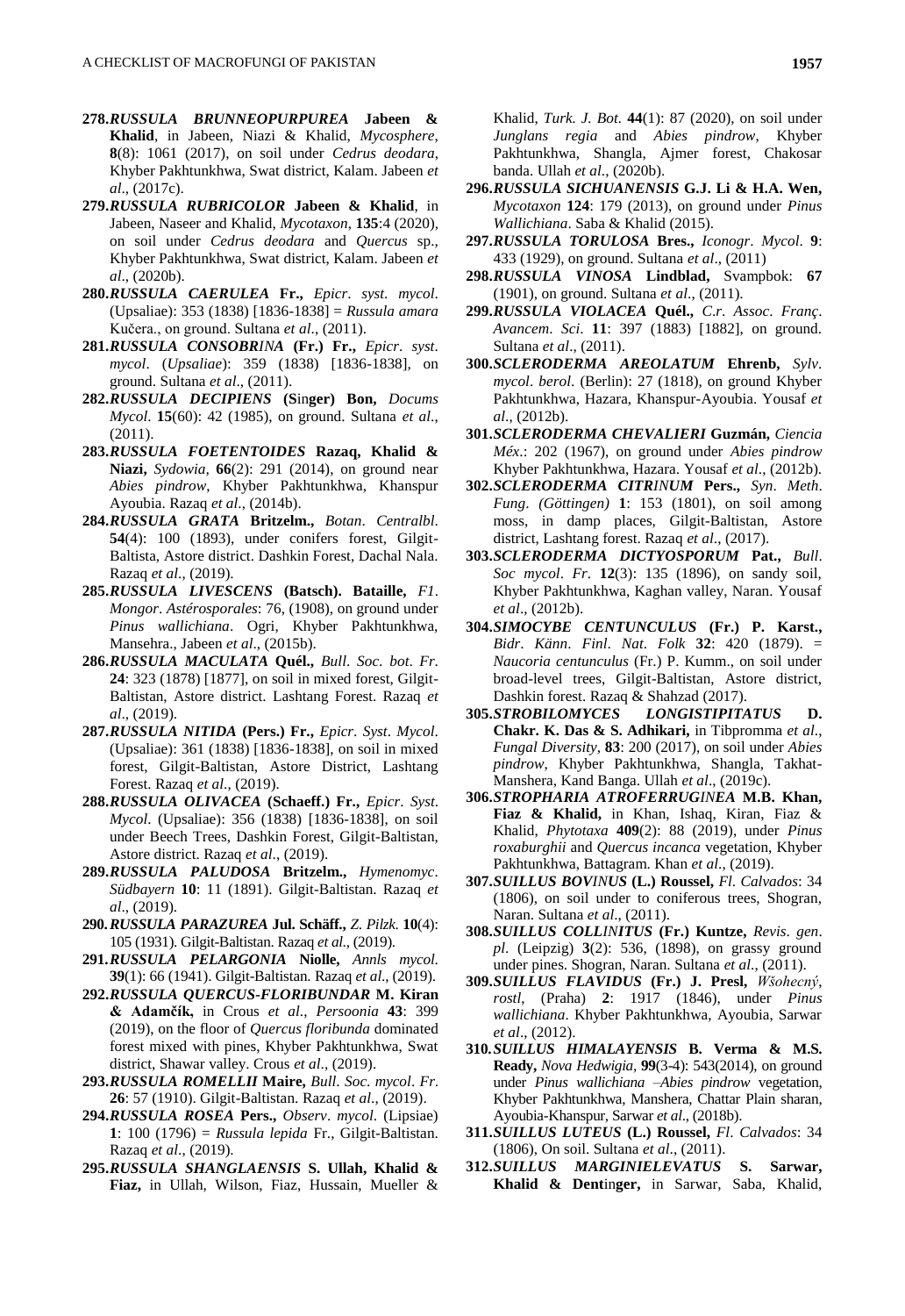**278.*RUSSULA BRUNNEOPURPUREA* Jabeen & Khalid**, in Jabeen, Niazi & Khalid, *Mycosphere*, **8**(8): 1061 (2017), on soil under *Cedrus deodara*, Khyber Pakhtunkhwa, Swat district, Kalam. Jabeen *et al*., (2017c).

**279.*RUSSULA RUBRICOLOR* Jabeen & Khalid**, in Jabeen, Naseer and Khalid, *Mycotaxon*, **135**:4 (2020), on soil under *Cedrus deodara* and *Quercus* sp., Khyber Pakhtunkhwa, Swat district, Kalam. Jabeen *et al*., (2020b).

**280.*RUSSULA CAERULEA* Fr.,** *Epicr. syst. mycol*. (Upsaliae): 353 (1838) [1836-1838] = *Russula amara* Kučera., on ground. Sultana *et al*., (2011).

**281.*RUSSULA CONSOBRINA* (Fr.) Fr.,** *Epicr. syst. mycol*. (*Upsaliae*): 359 (1838) [1836-1838], on ground. Sultana *et al*., (2011).

**282.*RUSSULA DECIPIENS* (Singer) Bon,** *Docums Mycol*. **15**(60): 42 (1985), on ground. Sultana *et al*., (2011).

**283.*RUSSULA FOETENTOIDES* Razaq, Khalid & Niazi,** *Sydowia,* **66**(2): 291 (2014), on ground near *Abies pindrow*, Khyber Pakhtunkhwa, Khanspur Ayoubia. Razaq *et al*., (2014b).

**284.*RUSSULA GRATA* Britzelm.,** *Botan. Centralbl*. **54**(4): 100 (1893), under conifers forest, Gilgit-Baltista, Astore district. Dashkin Forest, Dachal Nala. Razaq *et al*., (2019).

**285.*RUSSULA LIVESCENS* (Batsch). Bataille,** *F1. Mongor. Astérosporales*: 76, (1908), on ground under *Pinus wallichiana*. Ogri, Khyber Pakhtunkhwa, Mansehra., Jabeen *et al*., (2015b).

**286.*RUSSULA MACULATA* Quél.,** *Bull. Soc. bot. Fr*. **24**: 323 (1878) [1877], on soil in mixed forest, Gilgit-Baltistan, Astore district. Lashtang Forest. Razaq *et al*., (2019).

**287.*RUSSULA NITIDA* (Pers.) Fr.,** *Epicr. Syst. Mycol*. (Upsaliae): 361 (1838) [1836-1838], on soil in mixed forest, Gilgit-Baltistan, Astore District, Lashtang Forest. Razaq *et al*., (2019).

**288.*RUSSULA OLIVACEA* (Schaeff.) Fr.,** *Epicr. Syst. Mycol*. (Upsaliae): 356 (1838) [1836-1838], on soil under Beech Trees, Dashkin Forest, Gilgit-Baltistan, Astore district. Razaq *et al*., (2019).

**289.*RUSSULA PALUDOSA* Britzelm.,** *Hymenomyc. Südbayern* **10**: 11 (1891). Gilgit-Baltistan. Razaq *et al*., (2019).

**290.*RUSSULA PARAZUREA* Jul. Schäff.,** *Z. Pilzk.* **10**(4): 105 (1931). Gilgit-Baltistan. Razaq *et al*., (2019).

**291.*RUSSULA PELARGONIA* Niolle,** *Annls mycol.* **39**(1): 66 (1941). Gilgit-Baltistan. Razaq *et al*., (2019).

**292.*RUSSULA QUERCUS-FLORIBUNDAR* M. Kiran & Adamčík,** in Crous *et al*., *Persoonia* **43**: 399 (2019), on the floor of *Quercus floribunda* dominated forest mixed with pines, Khyber Pakhtunkhwa, Swat district, Shawar valley. Crous *et al*., (2019).

**293.*RUSSULA ROMELLII* Maire,** *Bull. Soc. mycol. Fr*. **26**: 57 (1910). Gilgit-Baltistan. Razaq *et al*., (2019).

**294.*RUSSULA ROSEA* Pers.,** *Observ. mycol*. (Lipsiae) **1**: 100 (1796) = *Russula lepida* Fr., Gilgit-Baltistan. Razaq *et al*., (2019).

**295.*RUSSULA SHANGLAENSIS* S. Ullah, Khalid & Fiaz,** in Ullah, Wilson, Fiaz, Hussain, Mueller & Khalid, *Turk. J. Bot.* **44**(1): 87 (2020), on soil under *Junglans regia* and *Abies pindrow*, Khyber Pakhtunkhwa, Shangla, Ajmer forest, Chakosar banda. Ullah *et al*., (2020b).

**296.*RUSSULA SICHUANENSIS* G.J. Li & H.A. Wen,** *Mycotaxon* **124**: 179 (2013), on ground under *Pinus Wallichiana*. Saba & Khalid (2015).

**297.*RUSSULA TORULOSA* Bres.,** *Iconogr. Mycol*. **9**: 433 (1929), on ground. Sultana *et al*., (2011)

**298.*RUSSULA VINOSA* Lindblad,** Svampbok: **67** (1901), on ground. Sultana *et al*., (2011).

**299.*RUSSULA VIOLACEA* Quél.,** *C.r. Assoc. Franç. Avancem. Sci*. **11**: 397 (1883) [1882], on ground. Sultana *et al*., (2011).

**300.*SCLERODERMA AREOLATUM* Ehrenb,** *Sylv. mycol. berol*. (Berlin): 27 (1818), on ground Khyber Pakhtunkhwa, Hazara, Khanspur-Ayoubia. Yousaf *et al*., (2012b).

**301.*SCLERODERMA CHEVALIERI* Guzmán,** *Ciencia Méx*.: 202 (1967), on ground under *Abies pindrow* Khyber Pakhtunkhwa, Hazara. Yousaf *et al*., (2012b).

**302.*SCLERODERMA CITRINUM* Pers.,** *Syn. Meth. Fung. (Göttingen)* **1**: 153 (1801), on soil among moss, in damp places, Gilgit-Baltistan, Astore district, Lashtang forest. Razaq *et al*., (2017).

**303.*SCLERODERMA DICTYOSPORUM* Pat.,** *Bull. Soc mycol. Fr*. **12**(3): 135 (1896), on sandy soil, Khyber Pakhtunkhwa, Kaghan valley, Naran. Yousaf *et al*., (2012b).

**304.*SIMOCYBE CENTUNCULUS* (Fr.) P. Karst.,** *Bidr. Känn. Finl. Nat. Folk* **32**: 420 (1879). = *Naucoria centunculus* (Fr.) P. Kumm., on soil under broad-level trees, Gilgit-Baltistan, Astore district, Dashkin forest. Razaq & Shahzad (2017).

**305.*STROBILOMYCES LONGISTIPITATUS* D. Chakr. K. Das & S. Adhikari,** in Tibpromma *et al*., *Fungal Diversity*, **83**: 200 (2017), on soil under *Abies pindrow*, Khyber Pakhtunkhwa, Shangla, Takhat-Manshera, Kand Banga. Ullah *et al*., (2019c).

**306.*STROPHARIA ATROFERRUGINEA* M.B. Khan, Fiaz & Khalid,** in Khan, Ishaq, Kiran, Fiaz & Khalid, *Phytotaxa* **409**(2): 88 (2019), under *Pinus roxaburghii* and *Quercus incanca* vegetation, Khyber Pakhtunkhwa, Battagram. Khan *et al*., (2019).

**307.*SUILLUS BOVINUS* (L.) Roussel,** *Fl. Calvados*: 34 (1806), on soil under to coniferous trees, Shogran, Naran. Sultana *et al*., (2011).

**308.*SUILLUS COLLINITUS* (Fr.) Kuntze,** *Revis. gen. pl*. (Leipzig) **3**(2): 536, (1898), on grassy ground under pines. Shogran, Naran. Sultana *et al*., (2011).

**309.*SUILLUS FLAVIDUS* (Fr.) J. Presl,** *Wšohecný, rostl*, (Praha) **2**: 1917 (1846), under *Pinus wallichiana*. Khyber Pakhtunkhwa, Ayoubia, Sarwar *et al*., (2012).

**310.*SUILLUS HIMALAYENSIS* B. Verma & M.S. Ready,** *Nova Hedwigia,* **99**(3-4): 543(2014), on ground under *Pinus wallichiana –Abies pindrow* vegetation, Khyber Pakhtunkhwa, Manshera, Chattar Plain sharan, Ayoubia-Khanspur, Sarwar *et al*., (2018b).

**311.*SUILLUS LUTEUS* (L.) Roussel,** *Fl. Calvados*: 34 (1806), On soil. Sultana *et al*., (2011).

**312.*SUILLUS MARGINIELEVATUS* S. Sarwar, Khalid & Dentinger,** in Sarwar, Saba, Khalid,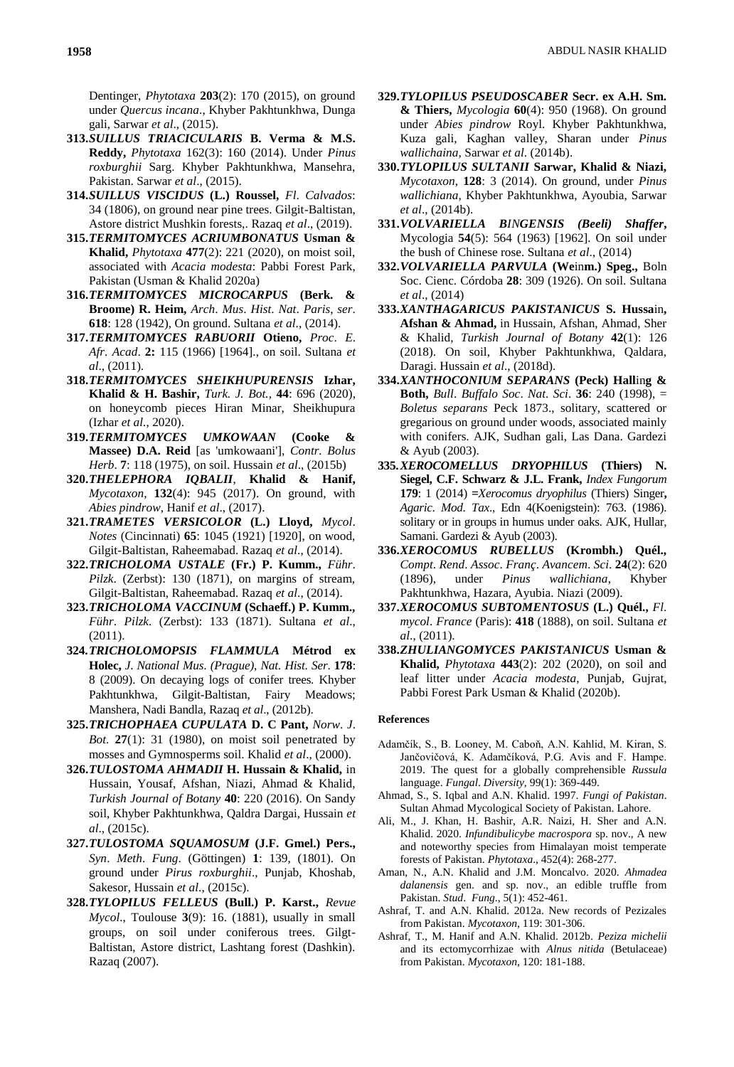Dentinger, *Phytotaxa* **203**(2): 170 (2015), on ground under *Quercus incana*., Khyber Pakhtunkhwa, Dunga gali, Sarwar *et al*., (2015).

**313.*SUILLUS TRIACICULARIS* B. Verma & M.S. Reddy,** *Phytotaxa* 162(3): 160 (2014). Under *Pinus roxburghii* Sarg. Khyber Pakhtunkhwa, Mansehra, Pakistan. Sarwar *et al*., (2015).

**314.*SUILLUS VISCIDUS* (L.) Roussel,** *Fl. Calvados*: 34 (1806), on ground near pine trees. Gilgit-Baltistan, Astore district Mushkin forests,. Razaq *et al*., (2019).

**315.*TERMITOMYCES ACRIUMBONATUS* Usman & Khalid,** *Phytotaxa* **477**(2): 221 (2020), on moist soil, associated with *Acacia modesta*: Pabbi Forest Park, Pakistan (Usman & Khalid 2020a)

**316.*TERMITOMYCES MICROCARPUS* (Berk. & Broome) R. Heim,** *Arch. Mus. Hist. Nat. Paris, ser*. **618**: 128 (1942), On ground. Sultana *et al*., (2014).

**317.*TERMITOMYCES RABUORII* Otieno,** *Proc. E. Afr. Acad*. **2:** 115 (1966) [1964]., on soil. Sultana *et al*., (2011).

**318.*TERMITOMYCES SHEIKHUPURENSIS* Izhar, Khalid & H. Bashir,** *Turk. J. Bot.*, **44**: 696 (2020), on honeycomb pieces Hiran Minar, Sheikhupura (Izhar *et al.,* 2020).

**319.*TERMITOMYCES UMKOWAAN* (Cooke & Massee) D.A. Reid** [as 'umkowaani'], *Contr. Bolus Herb*. **7**: 118 (1975), on soil. Hussain *et al*., (2015b)

**320.*THELEPHORA IQBALII*, Khalid & Hanif,** *Mycotaxon*, **132**(4): 945 (2017). On ground, with *Abies pindrow*, Hanif *et al*., (2017).

**321.*TRAMETES VERSICOLOR* (L.) Lloyd,** *Mycol. Notes* (Cincinnati) **65**: 1045 (1921) [1920], on wood, Gilgit-Baltistan, Raheemabad. Razaq *et al*., (2014).

**322.*TRICHOLOMA USTALE* (Fr.) P. Kumm.,** *Führ. Pilzk*. (Zerbst): 130 (1871), on margins of stream, Gilgit-Baltistan, Raheemabad. Razaq *et al*., (2014).

**323.*TRICHOLOMA VACCINUM* (Schaeff.) P. Kumm.,** *Führ. Pilzk*. (Zerbst): 133 (1871). Sultana *et al*., (2011).

**324.*TRICHOLOMOPSIS FLAMMULA* Métrod ex Holec,** *J. National Mus. (Prague), Nat. Hist. Ser*. **178**: 8 (2009). On decaying logs of conifer trees. Khyber Pakhtunkhwa, Gilgit-Baltistan, Fairy Meadows; Manshera, Nadi Bandla, Razaq *et al*., (2012b).

**325.*TRICHOPHAEA CUPULATA* D. C Pant,** *Norw. J. Bot*. **27**(1): 31 (1980), on moist soil penetrated by mosses and Gymnosperms soil. Khalid *et al*., (2000).

**326.*TULOSTOMA AHMADII* H. Hussain & Khalid,** in Hussain, Yousaf, Afshan, Niazi, Ahmad & Khalid, *Turkish Journal of Botany* **40**: 220 (2016). On Sandy soil, Khyber Pakhtunkhwa, Qaldra Dargai, Hussain *et al*., (2015c).

**327.*TULOSTOMA SQUAMOSUM* (J.F. Gmel.) Pers.,** *Syn. Meth. Fung*. (Göttingen) **1**: 139, (1801). On ground under *Pirus roxburghii*., Punjab, Khoshab, Sakesor, Hussain *et al*., (2015c).

**328.*TYLOPILUS FELLEUS* (Bull.) P. Karst.,** *Revue Mycol*., Toulouse **3**(9): 16. (1881), usually in small groups, on soil under coniferous trees. Gilgt-Baltistan, Astore district, Lashtang forest (Dashkin). Razaq (2007).

**329.*TYLOPILUS PSEUDOSCABER* Secr. ex A.H. Sm. & Thiers,** *Mycologia* **60**(4): 950 (1968). On ground under *Abies pindrow* Royl. Khyber Pakhtunkhwa, Kuza gali, Kaghan valley, Sharan under *Pinus wallichaina*, Sarwar *et al*. (2014b).

**330.*TYLOPILUS SULTANII* Sarwar, Khalid & Niazi,** *Mycotaxon*, **128**: 3 (2014). On ground, under *Pinus wallichiana*, Khyber Pakhtunkhwa, Ayoubia, Sarwar *et al*., (2014b).

**331.*VOLVARIELLA BINGENSIS (Beeli) Shaffer*,** Mycologia **54**(5): 564 (1963) [1962]. On soil under the bush of Chinese rose. Sultana *et al*., (2014)

**332.*VOLVARIELLA PARVULA* (Weinm.) Speg.,** Boln Soc. Cienc. Córdoba **28**: 309 (1926). On soil. Sultana *et al*., (2014)

**333.*XANTHAGARICUS PAKISTANICUS* S. Hussain, Afshan & Ahmad,** in Hussain, Afshan, Ahmad, Sher & Khalid, *Turkish Journal of Botany* **42**(1): 126 (2018). On soil, Khyber Pakhtunkhwa, Qaldara, Daragi. Hussain *et al*., (2018d).

**334.*XANTHOCONIUM SEPARANS* (Peck) Halling & Both,** *Bull. Buffalo Soc. Nat. Sci*. **36**: 240 (1998), = *Boletus separans* Peck 1873., solitary, scattered or gregarious on ground under woods, associated mainly with conifers. AJK, Sudhan gali, Las Dana. Gardezi & Ayub (2003).

**335.*XEROCOMELLUS DRYOPHILUS* (Thiers) N. Siegel, C.F. Schwarz & J.L. Frank,** *Index Fungorum* **179**: 1 (2014) **=***Xerocomus dryophilus* (Thiers) Singer**,** *Agaric. Mod. Tax*., Edn 4(Koenigstein): 763. (1986). solitary or in groups in humus under oaks. AJK, Hullar, Samani. Gardezi & Ayub (2003).

**336.*XEROCOMUS RUBELLUS* (Krombh.) Quél.,** *Compt. Rend. Assoc. Franç. Avancem. Sci*. **24**(2): 620 (1896), under *Pinus wallichiana*, Khyber Pakhtunkhwa, Hazara, Ayubia. Niazi (2009).

**337.*XEROCOMUS SUBTOMENTOSUS* (L.) Quél.,** *Fl. mycol. France* (Paris): **418** (1888), on soil. Sultana *et al*., (2011).

**338.*ZHULIANGOMYCES PAKISTANICUS* Usman & Khalid,** *Phytotaxa* **443**(2): 202 (2020), on soil and leaf litter under *Acacia modesta*, Punjab, Gujrat, Pabbi Forest Park Usman & Khalid (2020b).

## References

Adamčík, S., B. Looney, M. Caboň, A.N. Kahlid, M. Kiran, S. Jančovičová, K. Adamčíková, P.G. Avis and F. Hampe. 2019. The quest for a globally comprehensible *Russula* language. *Fungal. Diversity*, 99(1): 369-449.

Ahmad, S., S. Iqbal and A.N. Khalid. 1997. *Fungi of Pakistan*. Sultan Ahmad Mycological Society of Pakistan. Lahore.

Ali, M., J. Khan, H. Bashir, A.R. Naizi, H. Sher and A.N. Khalid. 2020. *Infundibulicybe macrospora* sp. nov., A new and noteworthy species from Himalayan moist temperate forests of Pakistan. *Phytotaxa*., 452(4): 268-277.

Aman, N., A.N. Khalid and J.M. Moncalvo. 2020. *Ahmadea dalanensis* gen. and sp. nov., an edible truffle from Pakistan. *Stud. Fung*., 5(1): 452-461.

Ashraf, T. and A.N. Khalid. 2012a. New records of Pezizales from Pakistan. *Mycotaxon*, 119: 301-306.

Ashraf, T., M. Hanif and A.N. Khalid. 2012b. *Peziza michelii* and its ectomycorrhizae with *Alnus nitida* (Betulaceae) from Pakistan. *Mycotaxon*, 120: 181-188.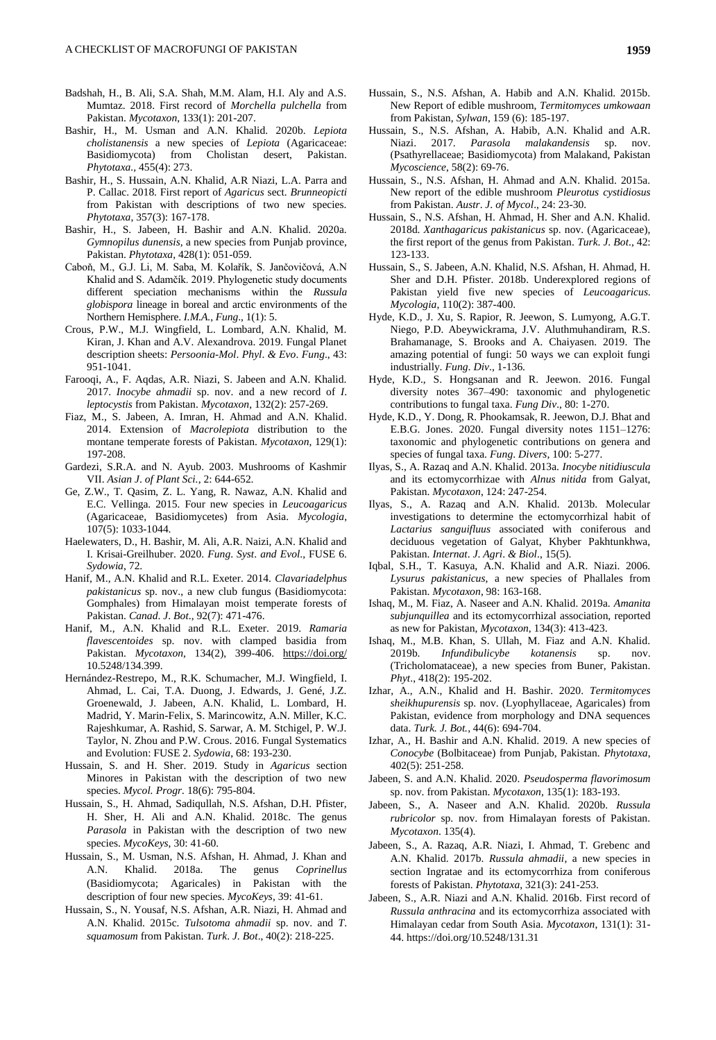Badshah, H., B. Ali, S.A. Shah, M.M. Alam, H.I. Aly and A.S. Mumtaz. 2018. First record of *Morchella pulchella* from Pakistan. *Mycotaxon*, 133(1): 201-207.

Bashir, H., M. Usman and A.N. Khalid. 2020b. *Lepiota cholistanensis* a new species of *Lepiota* (Agaricaceae: Basidiomycota) from Cholistan desert, Pakistan. *Phytotaxa.*, 455(4): 273.

Bashir, H., S. Hussain, A.N. Khalid, A.R Niazi, L.A. Parra and P. Callac. 2018. First report of *Agaricus* sect. *Brunneopicti* from Pakistan with descriptions of two new species. *Phytotaxa*, 357(3): 167-178.

Bashir, H., S. Jabeen, H. Bashir and A.N. Khalid. 2020a. *Gymnopilus dunensis*, a new species from Punjab province, Pakistan. *Phytotaxa*, 428(1): 051-059.

Caboň, M., G.J. Li, M. Saba, M. Kolařík, S. Jančovičová, A.N Khalid and S. Adamčík. 2019. Phylogenetic study documents different speciation mechanisms within the *Russula globispora* lineage in boreal and arctic environments of the Northern Hemisphere. *I.M.A., Fung*., 1(1): 5.

Crous, P.W., M.J. Wingfield, L. Lombard, A.N. Khalid, M. Kiran, J. Khan and A.V. Alexandrova. 2019. Fungal Planet description sheets: *Persoonia-Mol*. *Phyl*. *& Evo*. *Fung*., 43: 951-1041.

Farooqi, A., F. Aqdas, A.R. Niazi, S. Jabeen and A.N. Khalid. 2017. *Inocybe ahmadii* sp. nov. and a new record of *I. leptocystis* from Pakistan. *Mycotaxon*, 132(2): 257-269.

Fiaz, M., S. Jabeen, A. Imran, H. Ahmad and A.N. Khalid. 2014. Extension of *Macrolepiota* distribution to the montane temperate forests of Pakistan. *Mycotaxon*, 129(1): 197-208.

Gardezi, S.R.A. and N. Ayub. 2003. Mushrooms of Kashmir VII. *Asian J*. *of Plant Sci.*, 2: 644-652.

Ge, Z.W., T. Qasim, Z. L. Yang, R. Nawaz, A.N. Khalid and E.C. Vellinga. 2015. Four new species in *Leucoagaricus* (Agaricaceae, Basidiomycetes) from Asia. *Mycologia*, 107(5): 1033-1044.

Haelewaters, D., H. Bashir, M. Ali, A.R. Naizi, A.N. Khalid and I. Krisai-Greilhuber. 2020. *Fung*. *Syst*. *and Evol*., FUSE 6. *Sydowia*, 72.

Hanif, M., A.N. Khalid and R.L. Exeter. 2014. *Clavariadelphus pakistanicus* sp. nov., a new club fungus (Basidiomycota: Gomphales) from Himalayan moist temperate forests of Pakistan. *Canad*. *J*. *Bot*., 92(7): 471-476.

Hanif, M., A.N. Khalid and R.L. Exeter. 2019. *Ramaria flavescentoides* sp. nov. with clamped basidia from Pakistan. *Mycotaxon*, 134(2), 399-406. https://doi.org/10.5248/134.399.

Hernández-Restrepo, M., R.K. Schumacher, M.J. Wingfield, I. Ahmad, L. Cai, T.A. Duong, J. Edwards, J. Gené, J.Z. Groenewald, J. Jabeen, A.N. Khalid, L. Lombard, H. Madrid, Y. Marin-Felix, S. Marincowitz, A.N. Miller, K.C. Rajeshkumar, A. Rashid, S. Sarwar, A. M. Stchigel, P. W.J. Taylor, N. Zhou and P.W. Crous. 2016. Fungal Systematics and Evolution: FUSE 2. *Sydowia*, 68: 193-230.

Hussain, S. and H. Sher. 2019. Study in *Agaricus* section Minores in Pakistan with the description of two new species. *Mycol. Progr*. 18(6): 795-804.

Hussain, S., H. Ahmad, Sadiqullah, N.S. Afshan, D.H. Pfister, H. Sher, H. Ali and A.N. Khalid. 2018c. The genus *Parasola* in Pakistan with the description of two new species. *MycoKeys*, 30: 41-60.

Hussain, S., M. Usman, N.S. Afshan, H. Ahmad, J. Khan and A.N. Khalid. 2018a. The genus *Coprinellus* (Basidiomycota; Agaricales) in Pakistan with the description of four new species. *MycoKeys*, 39: 41-61.

Hussain, S., N. Yousaf, N.S. Afshan, A.R. Niazi, H. Ahmad and A.N. Khalid. 2015c. *Tulsotoma ahmadii* sp. nov. and *T. squamosum* from Pakistan. *Turk*. *J*. *Bot*., 40(2): 218-225.

Hussain, S., N.S. Afshan, A. Habib and A.N. Khalid. 2015b. New Report of edible mushroom, *Termitomyces umkowaan* from Pakistan, *Sylwan*, 159 (6): 185-197.

Hussain, S., N.S. Afshan, A. Habib, A.N. Khalid and A.R. Niazi. 2017. *Parasola malakandensis* sp. nov. (Psathyrellaceae; Basidiomycota) from Malakand, Pakistan *Mycoscience*, 58(2): 69-76.

Hussain, S., N.S. Afshan, H. Ahmad and A.N. Khalid. 2015a. New report of the edible mushroom *Pleurotus cystidiosus* from Pakistan. *Austr*. *J*. *of Mycol*., 24: 23-30.

Hussain, S., N.S. Afshan, H. Ahmad, H. Sher and A.N. Khalid. 2018d. *Xanthagaricus pakistanicus* sp. nov. (Agaricaceae), the first report of the genus from Pakistan. *Turk. J. Bot*., 42: 123-133.

Hussain, S., S. Jabeen, A.N. Khalid, N.S. Afshan, H. Ahmad, H. Sher and D.H. Pfister. 2018b. Underexplored regions of Pakistan yield five new species of *Leucoagaricus*. *Mycologia*, 110(2): 387-400.

Hyde, K.D., J. Xu, S. Rapior, R. Jeewon, S. Lumyong, A.G.T. Niego, P.D. Abeywickrama, J.V. Aluthmuhandiram, R.S. Brahamanage, S. Brooks and A. Chaiyasen. 2019. The amazing potential of fungi: 50 ways we can exploit fungi industrially. *Fung*. *Div*., 100: 1-136.

Hyde, K.D., S. Hongsanan and R. Jeewon. 2016. Fungal diversity notes 367–490: taxonomic and phylogenetic contributions to fungal taxa. *Fung Div*., 80: 1-270.

Hyde, K.D., Y. Dong, R. Phookamsak, R. Jeewon, D.J. Bhat and E.B.G. Jones. 2020. Fungal diversity notes 1151–1276: taxonomic and phylogenetic contributions on genera and species of fungal taxa. *Fung*. *Divers*, 100: 5-277.

Ilyas, S., A. Razaq and A.N. Khalid. 2013a. *Inocybe nitidiuscula* and its ectomycorrhizae with *Alnus nitida* from Galyat, Pakistan. *Mycotaxon*, 124: 247-254.

Ilyas, S., A. Razaq and A.N. Khalid. 2013b. Molecular investigations to determine the ectomycorrhizal habit of *Lactarius sanguifluus* associated with coniferous and deciduous vegetation of Galyat, Khyber Pakhtunkhwa, Pakistan. *Internat*. *J*. *Agri*. *& Biol*., 15(5).

Iqbal, S.H., T. Kasuya, A.N. Khalid and A.R. Niazi. 2006. *Lysurus pakistanicus*, a new species of Phallales from Pakistan. *Mycotaxon*, 98: 163-168.

Ishaq, M., M. Fiaz, A. Naseer and A.N. Khalid. 2019a. *Amanita subjunquillea* and its ectomycorrhizal association, reported as new for Pakistan, *Mycotaxon*, 134(3): 413-423.

Ishaq, M., M.B. Khan, S. Ullah, M. Fiaz and A.N. Khalid. 2019b. *Infundibulicybe kotanensis* sp. nov. (Tricholomataceae), a new species from Buner, Pakistan. *Phyt*., 418(2): 195-202.

Izhar, A., A.N., Khalid and H. Bashir. 2020. *Termitomyces sheikhupurensis* sp. nov. (Lyophyllaceae, Agaricales) from Pakistan, evidence from morphology and DNA sequences data. *Turk. J. Bot.*, 44(6): 694-704.

Izhar, A., H. Bashir and A.N. Khalid. 2019. A new species of *Conocybe* (Bolbitaceae) from Punjab, Pakistan. *Phytotaxa*, 402(5): 251-258.

Jabeen, S. and A.N. Khalid. 2020. *Pseudosperma flavorimosum* sp. nov. from Pakistan. *Mycotaxon*, 135(1): 183-193.

Jabeen, S., A. Naseer and A.N. Khalid. 2020b. *Russula rubricolor* sp. nov. from Himalayan forests of Pakistan. *Mycotaxon*. 135(4).

Jabeen, S., A. Razaq, A.R. Niazi, I. Ahmad, T. Grebenc and A.N. Khalid. 2017b. *Russula ahmadii*, a new species in section Ingratae and its ectomycorrhiza from coniferous forests of Pakistan. *Phytotaxa*, 321(3): 241-253.

Jabeen, S., A.R. Niazi and A.N. Khalid. 2016b. First record of *Russula anthracina* and its ectomycorrhiza associated with Himalayan cedar from South Asia. *Mycotaxon*, 131(1): 31-44. https://doi.org/10.5248/131.31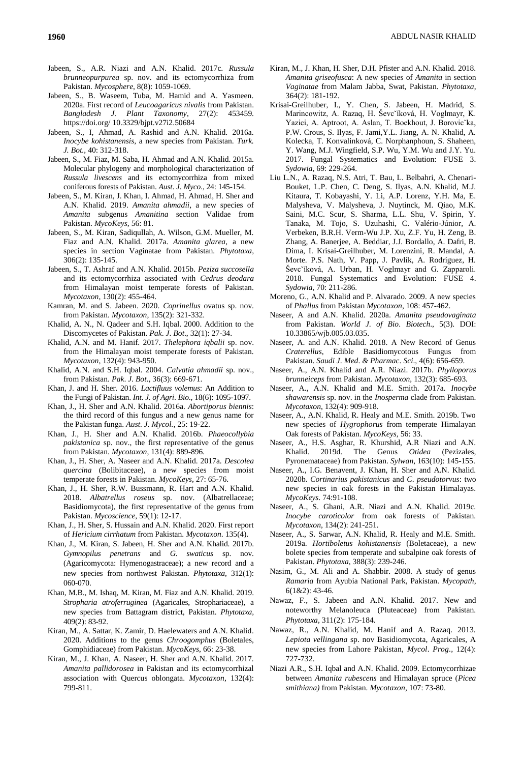Jabeen, S., A.R. Niazi and A.N. Khalid. 2017c. *Russula brunneopurpurea* sp. nov. and its ectomycorrhiza from Pakistan. *Mycosphere*, 8(8): 1059-1069.

Jabeen, S., B. Waseem, Tuba, M. Hamid and A. Yasmeen. 2020a. First record of *Leucoagaricus nivalis* from Pakistan. *Bangladesh J. Plant Taxonomy*, 27(2): 453459. https://doi.org/ 10.3329/bjpt.v27i2.50684

Jabeen, S., I, Ahmad, A. Rashid and A.N. Khalid. 2016a. *Inocybe kohistanensis*, a new species from Pakistan. *Turk. J. Bot.*, 40: 312-318.

Jabeen, S., M. Fiaz, M. Saba, H. Ahmad and A.N. Khalid. 2015a. Molecular phylogeny and morphological characterization of *Russula livescens* and its ectomycorrhiza from mixed coniferous forests of Pakistan. *Aust. J. Myco*., 24: 145-154.

Jabeen, S., M. Kiran, J. Khan, I. Ahmad, H. Ahmad, H. Sher and A.N. Khalid. 2019. *Amanita ahmadii*, a new species of *Amanita* subgenus *Amanitina* section Validae from Pakistan. *MycoKeys*, 56: 81.

Jabeen, S., M. Kiran, Sadiqullah, A. Wilson, G.M. Mueller, M. Fiaz and A.N. Khalid. 2017a. *Amanita glarea*, a new species in section Vaginatae from Pakistan. *Phytotaxa*, 306(2): 135-145.

Jabeen, S., T. Ashraf and A.N. Khalid. 2015b. *Peziza succosella* and its ectomycorrhiza associated with *Cedrus deodara* from Himalayan moist temperate forests of Pakistan. *Mycotaxon*, 130(2): 455-464.

Kamran, M. and S. Jabeen. 2020. *Coprinellus* ovatus sp. nov. from Pakistan. *Mycotaxon*, 135(2): 321-332.

Khalid, A. N., N. Qadeer and S.H. Iqbal. 2000. Addition to the Discomycetes of Pakistan. *Pak. J. Bot*., 32(1): 27-34.

Khalid, A.N. and M. Hanif. 2017. *Thelephora iqbalii* sp. nov. from the Himalayan moist temperate forests of Pakistan. *Mycotaxon*, 132(4): 943-950.

Khalid, A.N. and S.H. Iqbal. 2004. *Calvatia ahmadii* sp. nov., from Pakistan. *Pak. J. Bot*., 36(3): 669-671.

Khan, J. and H. Sher. 2016. *Lactifluus volemus*: An Addition to the Fungi of Pakistan. *Int. J. of Agri. Bio*., 18(6): 1095-1097.

Khan, J., H. Sher and A.N. Khalid. 2016a. *Abortiporus biennis*: the third record of this fungus and a new genus name for the Pakistan funga. *Aust. J. Mycol.*, 25: 19-22.

Khan, J., H. Sher and A.N. Khalid. 2016b. *Phaeocollybia pakistanica* sp. nov., the first representative of the genus from Pakistan. *Mycotaxon*, 131(4): 889-896.

Khan, J., H. Sher, A. Naseer and A.N. Khalid. 2017a. *Descolea quercina* (Bolibitiaceae), a new species from moist temperate forests in Pakistan. *MycoKeys*, 27: 65-76.

Khan, J., H. Sher, R.W. Bussmann, R. Hart and A.N. Khalid. 2018. *Albatrellus roseus* sp. nov. (Albatrellaceae; Basidiomycota), the first representative of the genus from Pakistan. *Mycoscience*, 59(1): 12-17.

Khan, J., H. Sher, S. Hussain and A.N. Khalid. 2020. First report of *Hericium cirrhatum* from Pakistan. *Mycotaxon*. 135(4).

Khan, J., M. Kiran, S. Jabeen, H. Sher and A.N. Khalid. 2017b. *Gymnopilus penetrans* and *G. swaticus* sp. nov. (Agaricomycota: Hymenogastraceae); a new record and a new species from northwest Pakistan. *Phytotaxa*, 312(1): 060-070.

Khan, M.B., M. Ishaq, M. Kiran, M. Fiaz and A.N. Khalid. 2019. *Stropharia atroferruginea* (Agaricales, Strophariaceae), a new species from Battagram district, Pakistan. *Phytotaxa*, 409(2): 83-92.

Kiran, M., A. Sattar, K. Zamir, D. Haelewaters and A.N. Khalid. 2020. Additions to the genus *Chroogomphus* (Boletales, Gomphidiaceae) from Pakistan. *MycoKeys*, 66: 23-38.

Kiran, M., J. Khan, A. Naseer, H. Sher and A.N. Khalid. 2017. *Amanita pallidorosea* in Pakistan and its ectomycorrhizal association with Quercus oblongata. *Mycotaxon*, 132(4): 799-811.

Kiran, M., J. Khan, H. Sher, D.H. Pfister and A.N. Khalid. 2018. *Amanita griseofusca*: A new species of *Amanita* in section *Vaginatae* from Malam Jabba, Swat, Pakistan. *Phytotaxa*, 364(2): 181-192.

Krisai-Greilhuber, I., Y. Chen, S. Jabeen, H. Madrid, S. Marincowitz, A. Razaq, H. Ševčíková, H. Voglmayr, K. Yazici, A. Aptroot, A. Aslan, T. Boekhout, J. Borovička, P.W. Crous, S. Ilyas, F. Jami,Y.L. Jiang, A. N. Khalid, A. Kolecka, T. Konvalinková, C. Norphanphoun, S. Shaheen, Y. Wang, M.J. Wingfield, S.P. Wu, Y.M. Wu and J.Y. Yu. 2017. Fungal Systematics and Evolution: FUSE 3. *Sydowia*, 69: 229-264.

Liu L.N., A. Razaq, N.S. Atri, T. Bau, L. Belbahri, A. Chenari-Bouket, L.P. Chen, C. Deng, S. Ilyas, A.N. Khalid, M.J. Kitaura, T. Kobayashi, Y. Li, A.P. Lorenz, Y.H. Ma, E. Malysheva, V. Malysheva, J. Nuytinck, M. Qiao, M.K. Saini, M.C. Scur, S. Sharma, L.L. Shu, V. Spirin, Y. Tanaka, M. Tojo, S. Uzuhashi, C. Valério-Júnior, A. Verbeken, B.R.H. Verm-Wu J.P. Xu, Z.F. Yu, H. Zeng, B. Zhang, A. Banerjee, A. Beddiar, J.J. Bordallo, A. Dafri, B. Dima, I. Krisai-Greilhuber, M. Lorenzini, R. Mandal, A. Morte. P.S. Nath, V. Papp, J. Pavlík, A. Rodríguez, H. Ševčíková, A. Urban, H. Voglmayr and G. Zapparoli. 2018. Fungal Systematics and Evolution: FUSE 4. *Sydowia*, 70: 211-286.

Moreno, G., A.N. Khalid and P. Alvarado. 2009. A new species of *Phallus* from Pakistan *Mycotaxon*, 108: 457-462.

Naseer, A and A.N. Khalid. 2020a. *Amanita pseudovaginata* from Pakistan. *World J. of Bio. Biotech*., 5(3). DOI: 10.33865/wjb.005.03.035.

Naseer, A. and A.N. Khalid. 2018. A New Record of Genus *Craterellus*, Edible Basidiomycotous Fungus from Pakistan. *Saudi J. Med. & Pharmac. Sci*., 4(6): 656-659.

Naseer, A., A.N. Khalid and A.R. Niazi. 2017b. *Phylloporus brunneiceps* from Pakistan. *Mycotaxon*, 132(3): 685-693.

Naseer, A., A.N. Khalid and M.E. Smith. 2017a. *Inocybe shawarensis* sp. nov. in the *Inosperma* clade from Pakistan. *Mycotaxon*, 132(4): 909-918.

Naseer, A., A.N. Khalid, R. Healy and M.E. Smith. 2019b. Two new species of *Hygrophorus* from temperate Himalayan Oak forests of Pakistan. *MycoKeys*, 56: 33.

Naseer, A., H.S. Asghar, R. Khurshid, A.R Niazi and A.N. Khalid. 2019d. The Genus *Otidea* (Pezizales, Pyronemataceae) from Pakistan. *Sylwan*, 163(10): 145-155.

Naseer, A., I.G. Benavent, J. Khan, H. Sher and A.N. Khalid. 2020b. *Cortinarius pakistanicus* and *C. pseudotorvus*: two new species in oak forests in the Pakistan Himalayas. *MycoKeys*. 74:91-108.

Naseer, A., S. Ghani, A.R. Niazi and A.N. Khalid. 2019c. *Inocybe caroticolor* from oak forests of Pakistan. *Mycotaxon*, 134(2): 241-251.

Naseer, A., S. Sarwar, A.N. Khalid, R. Healy and M.E. Smith. 2019a. *Hortiboletus kohistanensis* (Boletaceae), a new bolete species from temperate and subalpine oak forests of Pakistan. *Phytotaxa*, 388(3): 239-246.

Nasim, G., M. Ali and A. Shabbir. 2008. A study of genus *Ramaria* from Ayubia National Park, Pakistan. *Mycopath*, 6(1&2): 43-46.

Nawaz, F., S. Jabeen and A.N. Khalid. 2017. New and noteworthy Melanoleuca (Pluteaceae) from Pakistan. *Phytotaxa*, 311(2): 175-184.

Nawaz, R., A.N. Khalid, M. Hanif and A. Razaq. 2013. *Lepiota vellingana* sp. nov Basidiomycota, Agaricales, A new species from Lahore Pakistan, *Mycol. Prog*., 12(4): 727-732.

Niazi A.R., S.H. Iqbal and A.N. Khalid. 2009. Ectomycorrhizae between *Amanita rubescens* and Himalayan spruce (*Picea smithiana)* from Pakistan. *Mycotaxon*, 107: 73-80.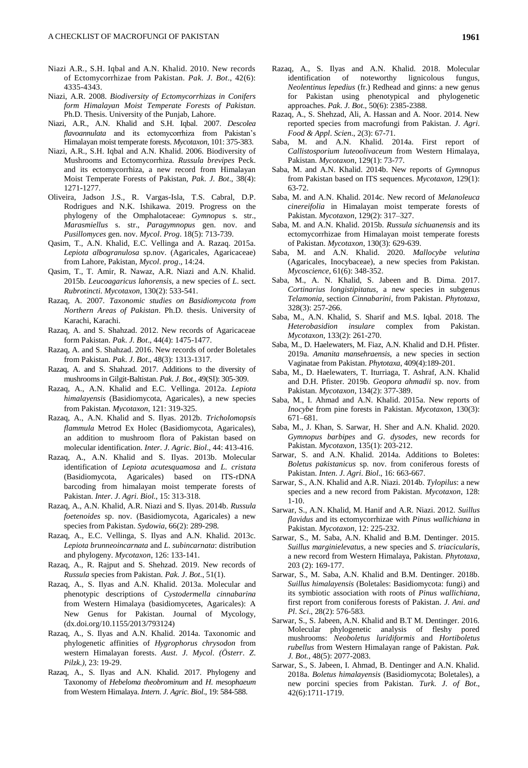Niazi A.R., S.H. Iqbal and A.N. Khalid. 2010. New records of Ectomycorrhizae from Pakistan. *Pak. J. Bot*., 42(6): 4335-4343.

Niazi, A.R. 2008. *Biodiversity of Ectomycorrhizas in Conifers form Himalayan Moist Temperate Forests of Pakistan*. Ph.D. Thesis. University of the Punjab, Lahore.

Niazi, A.R., A.N. Khalid and S.H. Iqbal. 2007. *Descolea flavoannulata* and its ectomycorrhiza from Pakistan's Himalayan moist temperate forests. *Mycotaxon*, 101: 375-383.

Niazi, A.R., S.H. Iqbal and A.N. Khalid. 2006. Biodiversity of Mushrooms and Ectomycorrhiza. *Russula brevipes* Peck. and its ectomycorrhiza, a new record from Himalayan Moist Temperate Forests of Pakistan, *Pak. J. Bot*., 38(4): 1271-1277.

Oliveira, Jadson J.S., R. Vargas-Isla, T.S. Cabral, D.P. Rodrigues and N.K. Ishikawa. 2019. Progress on the phylogeny of the Omphalotaceae: *Gymnopus* s. str., *Marasmiellus* s. str., *Paragymnopus* gen. nov. and *Pusillomyces* gen. nov. *Mycol. Prog*. 18(5): 713-739.

Qasim, T., A.N. Khalid, E.C. Vellinga and A. Razaq. 2015a. *Lepiota albogranulosa* sp.nov. (Agaricales, Agaricaceae) from Lahore, Pakistan, *Mycol. prog*., 14:24.

Qasim, T., T. Amir, R. Nawaz, A.R. Niazi and A.N. Khalid. 2015b. *Leucoagaricus lahorensis*, a new species of *L*. sect. *Rubrotincti*. *Mycotaxon*, 130(2): 533-541.

Razaq, A. 2007. *Taxonomic studies on Basidiomycota from Northern Areas of Pakistan*. Ph.D. thesis. University of Karachi, Karachi.

Razaq, A. and S. Shahzad. 2012. New records of Agaricaceae form Pakistan. *Pak. J. Bot*., 44(4): 1475-1477.

Razaq, A. and S. Shahzad. 2016. New records of order Boletales from Pakistan. *Pak. J. Bot*., 48(3): 1313-1317.

Razaq, A. and S. Shahzad. 2017. Additions to the diversity of mushrooms in Gilgit-Baltistan. *Pak. J. Bot*., 49(SI): 305-309.

Razaq, A., A.N. Khalid and E.C. Vellinga. 2012a. *Lepiota himalayensis* (Basidiomycota, Agaricales), a new species from Pakistan. *Mycotaxon*, 121: 319-325.

Razaq, A., A.N. Khalid and S. Ilyas. 2012b. *Tricholomopsis flammula* Metrod Ex Holec (Basidiomycota, Agaricales), an addition to mushroom flora of Pakistan based on molecular identification. *Inter. J. Agric. Biol*., 44: 413-416.

Razaq, A., A.N. Khalid and S. Ilyas. 2013b. Molecular identification of *Lepiota acutesquamosa* and *L. cristata* (Basidiomycota, Agaricales) based on ITS-rDNA barcoding from himalayan moist temperate forests of Pakistan. *Inter. J. Agri. Biol*., 15: 313-318.

Razaq, A., A.N. Khalid, A.R. Niazi and S. Ilyas. 2014b. *Russula foetenoides* sp. nov. (Basidiomycota, Agaricales) a new species from Pakistan. *Sydowia*, 66(2): 289-298.

Razaq, A., E.C. Vellinga, S. Ilyas and A.N. Khalid. 2013c. *Lepiota brunneoincarnata* and *L. subincarnata*: distribution and phylogeny. *Mycotaxon*, 126: 133-141.

Razaq, A., R. Rajput and S. Shehzad. 2019. New records of *Russula* species from Pakistan. *Pak. J. Bot*., 51(1).

Razaq, A., S. Ilyas and A.N. Khalid. 2013a. Molecular and phenotypic descriptions of *Cystodermella cinnabarina* from Western Himalaya (basidiomycetes, Agaricales): A New Genus for Pakistan. Journal of Mycology, (dx.doi.org/10.1155/2013/793124)

Razaq, A., S. Ilyas and A.N. Khalid. 2014a. Taxonomic and phylogenetic affinities of *Hygrophorus chrysodon* from western Himalayan forests. *Aust. J. Mycol. (Österr. Z. Pilzk.)*, 23: 19-29.

Razaq, A., S. Ilyas and A.N. Khalid. 2017. Phylogeny and Taxonomy of *Hebeloma theobrominum* and *H. mesophaeum* from Western Himalaya. *Intern. J. Agric. Biol*., 19: 584-588.

Razaq, A., S. Ilyas and A.N. Khalid. 2018. Molecular identification of noteworthy lignicolous fungus, *Neolentinus lepedius* (fr.) Redhead and ginns: a new genus for Pakistan using phenotypical and phylogenetic approaches. *Pak. J. Bot*., 50(6): 2385-2388.

Razaq, A., S. Shehzad, Ali, A. Hassan and A. Noor. 2014. New reported species from macrofungi from Pakistan. *J. Agri. Food & Appl. Scien*., 2(3): 67-71.

Saba, M. and A.N. Khalid. 2014a. First report of *Callistosporium luteoolivaceum* from Western Himalaya, Pakistan. *Mycotaxon*, 129(1): 73-77.

Saba, M. and A.N. Khalid. 2014b. New reports of *Gymnopus* from Pakistan based on ITS sequences. *Mycotaxon*, 129(1): 63-72.

Saba, M. and A.N. Khalid. 2014c. New record of *Melanoleuca cinereifolia* in Himalayan moist temperate forests of Pakistan. *Mycotaxon*, 129(2): 317–327.

Saba, M. and A.N. Khalid. 2015b. *Russula sichuanensis* and its ectomycorrhizae from Himalayan moist temperate forests of Pakistan. *Mycotaxon*, 130(3): 629-639.

Saba, M. and A.N. Khalid. 2020. *Mallocybe velutina* (Agaricales, Inocybaceae), a new species from Pakistan. *Mycoscience*, 61(6): 348-352.

Saba, M., A. N. Khalid, S. Jabeen and B. Dima. 2017. *Cortinarius longistipitatus*, a new species in subgenus *Telamonia*, section *Cinnabarini*, from Pakistan. *Phytotaxa*, 328(3): 257-266.

Saba, M., A.N. Khalid, S. Sharif and M.S. Iqbal. 2018. The *Heterobasidion insulare* complex from Pakistan. *Mycotaxon*, 133(2): 261-270.

Saba, M., D. Haelewaters, M. Fiaz, A.N. Khalid and D.H. Pfister. 2019a. *Amanita mansehraensis*, a new species in section Vaginatae from Pakistan. *Phytotaxa*, 409(4):189-201.

Saba, M., D. Haelewaters, T. Iturriaga, T. Ashraf, A.N. Khalid and D.H. Pfister. 2019b. *Geopora ahmadii* sp. nov. from Pakistan. *Mycotaxon*, 134(2): 377-389.

Saba, M., I. Ahmad and A.N. Khalid. 2015a. New reports of *Inocybe* from pine forests in Pakistan. *Mycotaxon*, 130(3): 671–681.

Saba, M., J. Khan, S. Sarwar, H. Sher and A.N. Khalid. 2020. *Gymnopus barbipes* and *G. dysodes*, new records for Pakistan. *Mycotaxon*, 135(1): 203-212.

Sarwar, S. and A.N. Khalid. 2014a. Additions to Boletes: *Boletus pakistanicus* sp. nov. from coniferous forests of Pakistan. *Inten. J. Agri. Biol*., 16: 663-667.

Sarwar, S., A.N. Khalid and A.R. Niazi. 2014b. *Tylopilus*: a new species and a new record from Pakistan. *Mycotaxon*, 128: 1-10.

Sarwar, S., A.N. Khalid, M. Hanif and A.R. Niazi. 2012. *Suillus flavidus* and its ectomycorrhizae with *Pinus wallichiana* in Pakistan. *Mycotaxon*, 12: 225-232.

Sarwar, S., M. Saba, A.N. Khalid and B.M. Dentinger. 2015. *Suillus marginielevatus*, a new species and *S. triacicularis*, a new record from Western Himalaya, Pakistan. *Phytotaxa*, 203 (2): 169-177.

Sarwar, S., M. Saba, A.N. Khalid and B.M. Dentinger. 2018b. *Suillus himalayensis* (Boletales: Basidiomycota: fungi) and its symbiotic association with roots of *Pinus wallichiana*, first report from coniferous forests of Pakistan. *J. Ani. and Pl. Sci*., 28(2): 576-583.

Sarwar, S., S. Jabeen, A.N. Khalid and B.T M. Dentinger. 2016. Molecular phylogenetic analysis of fleshy pored mushrooms: *Neoboletus luridiformis* and *Hortiboletus rubellus* from Western Himalayan range of Pakistan. *Pak. J. Bot.*, 48(5): 2077-2083.

Sarwar, S., S. Jabeen, I. Ahmad, B. Dentinger and A.N. Khalid. 2018a. *Boletus himalayensis* (Basidiomycota; Boletales), a new porcini species from Pakistan. *Turk. J. of Bot*., 42(6):1711-1719.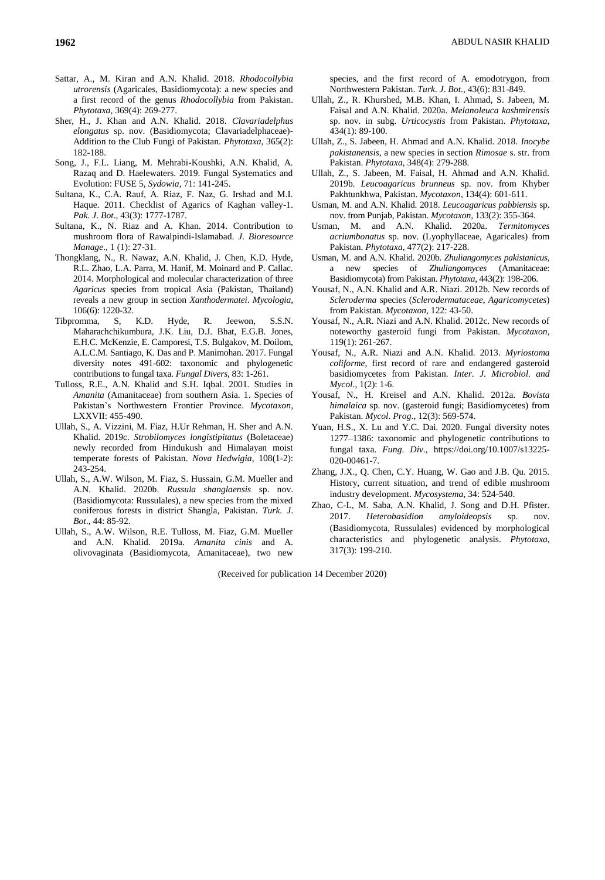Sattar, A., M. Kiran and A.N. Khalid. 2018. *Rhodocollybia utrorensis* (Agaricales, Basidiomycota): a new species and a first record of the genus *Rhodocollybia* from Pakistan. *Phytotaxa*, 369(4): 269-277.

Sher, H., J. Khan and A.N. Khalid. 2018. *Clavariadelphus elongatus* sp. nov. (Basidiomycota; Clavariadelphaceae)- Addition to the Club Fungi of Pakistan. *Phytotaxa*, 365(2): 182-188.

Song, J., F.L. Liang, M. Mehrabi-Koushki, A.N. Khalid, A. Razaq and D. Haelewaters. 2019. Fungal Systematics and Evolution: FUSE 5, *Sydowia*, 71: 141-245.

Sultana, K., C.A. Rauf, A. Riaz, F. Naz, G. Irshad and M.I. Haque. 2011. Checklist of Agarics of Kaghan valley-1. *Pak. J. Bot*., 43(3): 1777-1787.

Sultana, K., N. Riaz and A. Khan. 2014. Contribution to mushroom flora of Rawalpindi-Islamabad. *J. Bioresource Manage*., 1 (1): 27-31.

Thongklang, N., R. Nawaz, A.N. Khalid, J. Chen, K.D. Hyde, R.L. Zhao, L.A. Parra, M. Hanif, M. Moinard and P. Callac. 2014. Morphological and molecular characterization of three *Agaricus* species from tropical Asia (Pakistan, Thailand) reveals a new group in section *Xanthodermatei*. *Mycologia*, 106(6): 1220-32.

Tibpromma, S, K.D. Hyde, R. Jeewon, S.S.N. Maharachchikumbura, J.K. Liu, D.J. Bhat, E.G.B. Jones, E.H.C. McKenzie, E. Camporesi, T.S. Bulgakov, M. Doilom, A.L.C.M. Santiago, K. Das and P. Manimohan. 2017. Fungal diversity notes 491-602: taxonomic and phylogenetic contributions to fungal taxa. *Fungal Divers*, 83: 1-261.

Tulloss, R.E., A.N. Khalid and S.H. Iqbal. 2001. Studies in *Amanita* (Amanitaceae) from southern Asia. 1. Species of Pakistan's Northwestern Frontier Province. *Mycotaxon*, LXXVII: 455-490.

Ullah, S., A. Vizzini, M. Fiaz, H.Ur Rehman, H. Sher and A.N. Khalid. 2019c. *Strobilomyces longistipitatus* (Boletaceae) newly recorded from Hindukush and Himalayan moist temperate forests of Pakistan. *Nova Hedwigia*, 108(1-2): 243-254.

Ullah, S., A.W. Wilson, M. Fiaz, S. Hussain, G.M. Mueller and A.N. Khalid. 2020b. *Russula shanglaensis* sp. nov. (Basidiomycota: Russulales), a new species from the mixed coniferous forests in district Shangla, Pakistan. *Turk. J. Bot*., 44: 85-92.

Ullah, S., A.W. Wilson, R.E. Tulloss, M. Fiaz, G.M. Mueller and A.N. Khalid. 2019a. *Amanita cinis* and A. olivovaginata (Basidiomycota, Amanitaceae), two new species, and the first record of A. emodotrygon, from Northwestern Pakistan. *Turk. J. Bot*., 43(6): 831-849.

Ullah, Z., R. Khurshed, M.B. Khan, I. Ahmad, S. Jabeen, M. Faisal and A.N. Khalid. 2020a. *Melanoleuca kashmirensis* sp. nov. in subg. *Urticocystis* from Pakistan. *Phytotaxa*, 434(1): 89-100.

Ullah, Z., S. Jabeen, H. Ahmad and A.N. Khalid. 2018. *Inocybe pakistanensis*, a new species in section *Rimosae* s. str. from Pakistan. *Phytotaxa*, 348(4): 279-288.

Ullah, Z., S. Jabeen, M. Faisal, H. Ahmad and A.N. Khalid. 2019b. *Leucoagaricus brunneus* sp. nov. from Khyber Pakhtunkhwa, Pakistan. *Mycotaxon*, 134(4): 601-611.

Usman, M. and A.N. Khalid. 2018. *Leucoagaricus pabbiensis* sp. nov. from Punjab, Pakistan. *Mycotaxon*, 133(2): 355-364.

Usman, M. and A.N. Khalid. 2020a. *Termitomyces acriumbonatus* sp. nov. (Lyophyllaceae, Agaricales) from Pakistan. *Phytotaxa*, 477(2): 217-228.

Usman, M. and A.N. Khalid. 2020b. *Zhuliangomyces pakistanicus*, a new species of *Zhuliangomyces* (Amanitaceae: Basidiomycota) from Pakistan. *Phytotaxa*, 443(2): 198-206.

Yousaf, N., A.N. Khalid and A.R. Niazi. 2012b. New records of *Scleroderma* species (*Sclerodermataceae, Agaricomycetes*) from Pakistan. *Mycotaxon*, 122: 43-50.

Yousaf, N., A.R. Niazi and A.N. Khalid. 2012c. New records of noteworthy gasteroid fungi from Pakistan. *Mycotaxon,* 119(1): 261-267.

Yousaf, N., A.R. Niazi and A.N. Khalid. 2013. *Myriostoma coliforme*, first record of rare and endangered gasteroid basidiomycetes from Pakistan. *Inter. J. Microbiol. and Mycol*., 1(2): 1-6.

Yousaf, N., H. Kreisel and A.N. Khalid. 2012a. *Bovista himalaica* sp. nov. (gasteroid fungi; Basidiomycetes) from Pakistan. *Mycol. Prog*., 12(3): 569-574.

Yuan, H.S., X. Lu and Y.C. Dai. 2020. Fungal diversity notes 1277–1386: taxonomic and phylogenetic contributions to fungal taxa. *Fung. Div*., https://doi.org/10.1007/s13225-020-00461-7.

Zhang, J.X., Q. Chen, C.Y. Huang, W. Gao and J.B. Qu. 2015. History, current situation, and trend of edible mushroom industry development. *Mycosystema*, 34: 524-540.

Zhao, C-L, M. Saba, A.N. Khalid, J. Song and D.H. Pfister. 2017. *Heterobasidion amyloideopsis* sp. nov. (Basidiomycota, Russulales) evidenced by morphological characteristics and phylogenetic analysis. *Phytotaxa*, 317(3): 199-210.

(Received for publication 14 December 2020)